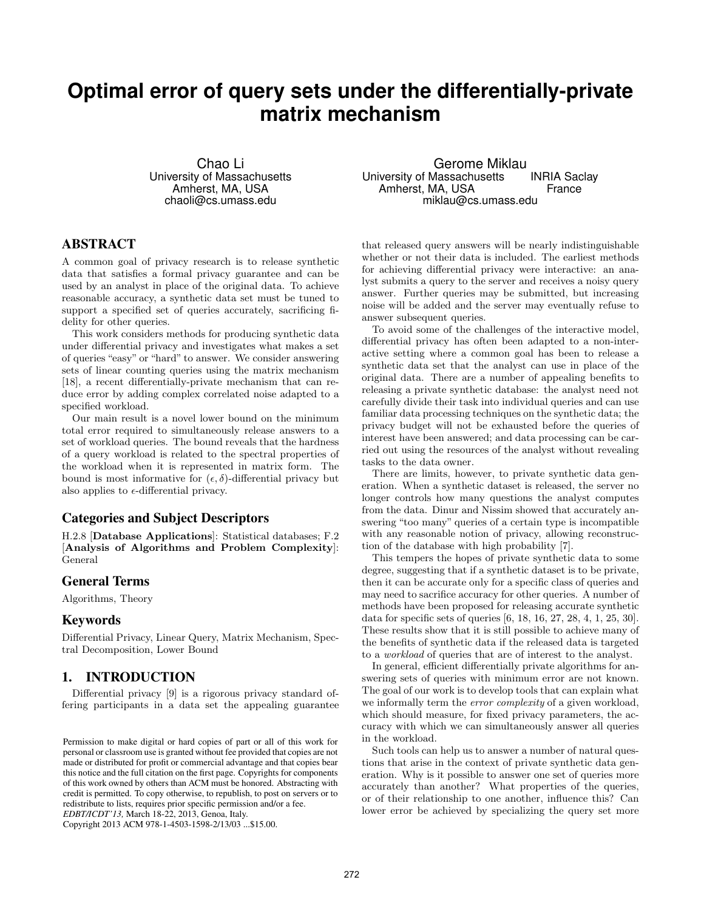# Optimal error of query sets under the differentially-private matrix mechanism

Chao Li
University of Massachusetts
Amherst, MA, USA
chaoli@cs.umass.edu

Gerome Miklau
University of Massachusetts
Amherst, MA, USA
INRIA Saclay
France
miklau@cs.umass.edu

## ABSTRACT

A common goal of privacy research is to release synthetic data that satisfies a formal privacy guarantee and can be used by an analyst in place of the original data. To achieve reasonable accuracy, a synthetic data set must be tuned to support a specified set of queries accurately, sacrificing fidelity for other queries.

This work considers methods for producing synthetic data under differential privacy and investigates what makes a set of queries "easy" or "hard" to answer. We consider answering sets of linear counting queries using the matrix mechanism [18], a recent differentially-private mechanism that can reduce error by adding complex correlated noise adapted to a specified workload.

Our main result is a novel lower bound on the minimum total error required to simultaneously release answers to a set of workload queries. The bound reveals that the hardness of a query workload is related to the spectral properties of the workload when it is represented in matrix form. The bound is most informative for $(\epsilon, \delta)$-differential privacy but also applies to $\epsilon$-differential privacy.

### Categories and Subject Descriptors

H.2.8 [**Database Applications**]: Statistical databases; F.2 [**Analysis of Algorithms and Problem Complexity**]: General

### General Terms

Algorithms, Theory

### Keywords

Differential Privacy, Linear Query, Matrix Mechanism, Spectral Decomposition, Lower Bound

## 1. INTRODUCTION

Differential privacy [9] is a rigorous privacy standard offering participants in a data set the appealing guarantee that released query answers will be nearly indistinguishable whether or not their data is included. The earliest methods for achieving differential privacy were interactive: an analyst submits a query to the server and receives a noisy query answer. Further queries may be submitted, but increasing noise will be added and the server may eventually refuse to answer subsequent queries.

To avoid some of the challenges of the interactive model, differential privacy has often been adapted to a non-interactive setting where a common goal has been to release a synthetic data set that the analyst can use in place of the original data. There are a number of appealing benefits to releasing a private synthetic database: the analyst need not carefully divide their task into individual queries and can use familiar data processing techniques on the synthetic data; the privacy budget will not be exhausted before the queries of interest have been answered; and data processing can be carried out using the resources of the analyst without revealing tasks to the data owner.

There are limits, however, to private synthetic data generation. When a synthetic dataset is released, the server no longer controls how many questions the analyst computes from the data. Dinur and Nissim showed that accurately answering "too many" queries of a certain type is incompatible with any reasonable notion of privacy, allowing reconstruction of the database with high probability [7].

This tempers the hopes of private synthetic data to some degree, suggesting that if a synthetic dataset is to be private, then it can be accurate only for a specific class of queries and may need to sacrifice accuracy for other queries. A number of methods have been proposed for releasing accurate synthetic data for specific sets of queries [6, 18, 16, 27, 28, 4, 1, 25, 30]. These results show that it is still possible to achieve many of the benefits of synthetic data if the released data is targeted to a *workload* of queries that are of interest to the analyst.

In general, efficient differentially private algorithms for answering sets of queries with minimum error are not known. The goal of our work is to develop tools that can explain what we informally term the *error complexity* of a given workload, which should measure, for fixed privacy parameters, the accuracy with which we can simultaneously answer all queries in the workload.

Such tools can help us to answer a number of natural questions that arise in the context of private synthetic data generation. Why is it possible to answer one set of queries more accurately than another? What properties of the queries, or of their relationship to one another, influence this? Can lower error be achieved by specializing the query set more

Permission to make digital or hard copies of part or all of this work for personal or classroom use is granted without fee provided that copies are not made or distributed for profit or commercial advantage and that copies bear this notice and the full citation on the first page. Copyrights for components of this work owned by others than ACM must be honored. Abstracting with credit is permitted. To copy otherwise, to republish, to post on servers or to redistribute to lists, requires prior specific permission and/or a fee.
*EDBT/ICDT'13,* March 18-22, 2013, Genoa, Italy.
Copyright 2013 ACM 978-1-4503-1598-2/13/03 ...$15.00.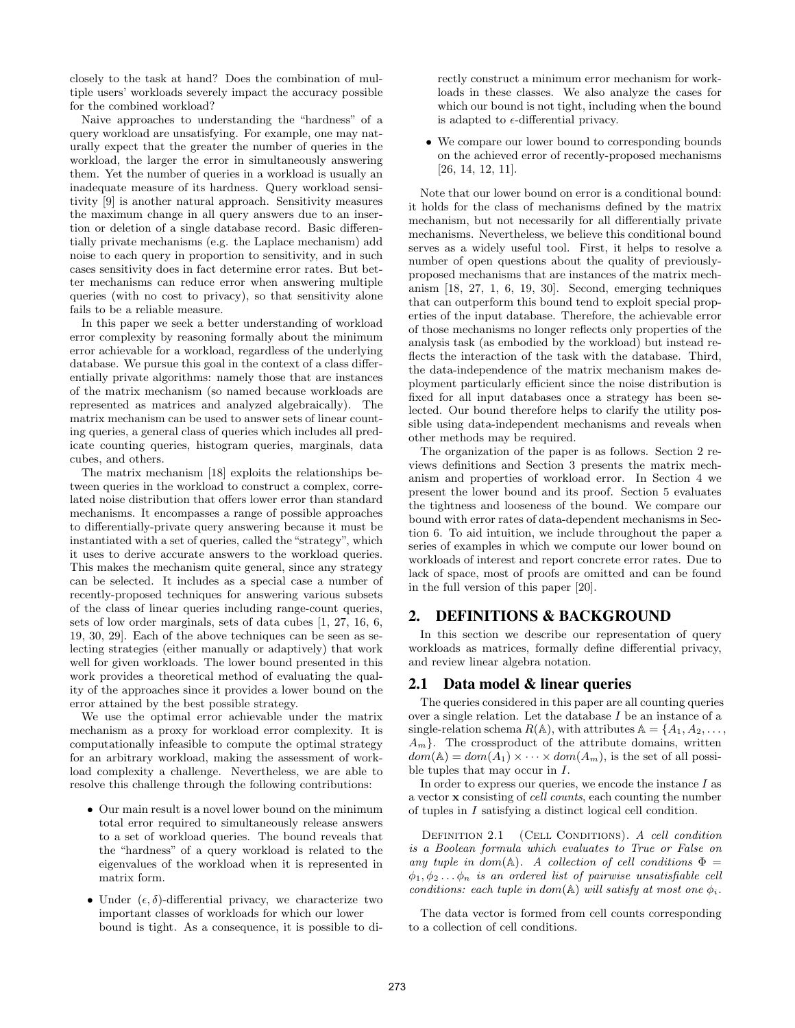closely to the task at hand? Does the combination of multiple users' workloads severely impact the accuracy possible for the combined workload?

Naive approaches to understanding the "hardness" of a query workload are unsatisfying. For example, one may naturally expect that the greater the number of queries in the workload, the larger the error in simultaneously answering them. Yet the number of queries in a workload is usually an inadequate measure of its hardness. Query workload sensitivity [9] is another natural approach. Sensitivity measures the maximum change in all query answers due to an insertion or deletion of a single database record. Basic differentially private mechanisms (e.g. the Laplace mechanism) add noise to each query in proportion to sensitivity, and in such cases sensitivity does in fact determine error rates. But better mechanisms can reduce error when answering multiple queries (with no cost to privacy), so that sensitivity alone fails to be a reliable measure.

In this paper we seek a better understanding of workload error complexity by reasoning formally about the minimum error achievable for a workload, regardless of the underlying database. We pursue this goal in the context of a class differentially private algorithms: namely those that are instances of the matrix mechanism (so named because workloads are represented as matrices and analyzed algebraically). The matrix mechanism can be used to answer sets of linear counting queries, a general class of queries which includes all predicate counting queries, histogram queries, marginals, data cubes, and others.

The matrix mechanism [18] exploits the relationships between queries in the workload to construct a complex, correlated noise distribution that offers lower error than standard mechanisms. It encompasses a range of possible approaches to differentially-private query answering because it must be instantiated with a set of queries, called the "strategy", which it uses to derive accurate answers to the workload queries. This makes the mechanism quite general, since any strategy can be selected. It includes as a special case a number of recently-proposed techniques for answering various subsets of the class of linear queries including range-count queries, sets of low order marginals, sets of data cubes [1, 27, 16, 6, 19, 30, 29]. Each of the above techniques can be seen as selecting strategies (either manually or adaptively) that work well for given workloads. The lower bound presented in this work provides a theoretical method of evaluating the quality of the approaches since it provides a lower bound on the error attained by the best possible strategy.

We use the optimal error achievable under the matrix mechanism as a proxy for workload error complexity. It is computationally infeasible to compute the optimal strategy for an arbitrary workload, making the assessment of workload complexity a challenge. Nevertheless, we are able to resolve this challenge through the following contributions:

- Our main result is a novel lower bound on the minimum total error required to simultaneously release answers to a set of workload queries. The bound reveals that the "hardness" of a query workload is related to the eigenvalues of the workload when it is represented in matrix form.
- Under $(\epsilon, \delta)$-differential privacy, we characterize two important classes of workloads for which our lower bound is tight. As a consequence, it is possible to directly construct a minimum error mechanism for workloads in these classes. We also analyze the cases for which our bound is not tight, including when the bound is adapted to $\epsilon$-differential privacy.
- We compare our lower bound to corresponding bounds on the achieved error of recently-proposed mechanisms [26, 14, 12, 11].

Note that our lower bound on error is a conditional bound: it holds for the class of mechanisms defined by the matrix mechanism, but not necessarily for all differentially private mechanisms. Nevertheless, we believe this conditional bound serves as a widely useful tool. First, it helps to resolve a number of open questions about the quality of previously-proposed mechanisms that are instances of the matrix mechanism [18, 27, 1, 6, 19, 30]. Second, emerging techniques that can outperform this bound tend to exploit special properties of the input database. Therefore, the achievable error of those mechanisms no longer reflects only properties of the analysis task (as embodied by the workload) but instead reflects the interaction of the task with the database. Third, the data-independence of the matrix mechanism makes deployment particularly efficient since the noise distribution is fixed for all input databases once a strategy has been selected. Our bound therefore helps to clarify the utility possible using data-independent mechanisms and reveals when other methods may be required.

The organization of the paper is as follows. Section 2 reviews definitions and Section 3 presents the matrix mechanism and properties of workload error. In Section 4 we present the lower bound and its proof. Section 5 evaluates the tightness and looseness of the bound. We compare our bound with error rates of data-dependent mechanisms in Section 6. To aid intuition, we include throughout the paper a series of examples in which we compute our lower bound on workloads of interest and report concrete error rates. Due to lack of space, most of proofs are omitted and can be found in the full version of this paper [20].

## 2. DEFINITIONS & BACKGROUND

In this section we describe our representation of query workloads as matrices, formally define differential privacy, and review linear algebra notation.

### 2.1 Data model & linear queries

The queries considered in this paper are all counting queries over a single relation. Let the database $I$ be an instance of a single-relation schema $R(\mathbb{A})$, with attributes $\mathbb{A} = \{A_1, A_2, \ldots, A_m\}$. The crossproduct of the attribute domains, written $dom(\mathbb{A}) = dom(A_1) \times \cdots \times dom(A_m)$, is the set of all possible tuples that may occur in $I$.

In order to express our queries, we encode the instance $I$ as a vector $\mathbf{x}$ consisting of *cell counts*, each counting the number of tuples in $I$ satisfying a distinct logical cell condition.

Definition 2.1 (Cell Conditions). *A cell condition is a Boolean formula which evaluates to True or False on any tuple in $dom(\mathbb{A})$. A collection of cell conditions $\Phi = \phi_1, \phi_2 \ldots \phi_n$ is an ordered list of pairwise unsatisfiable cell conditions: each tuple in $dom(\mathbb{A})$ will satisfy at most one $\phi_i$.*

The data vector is formed from cell counts corresponding to a collection of cell conditions.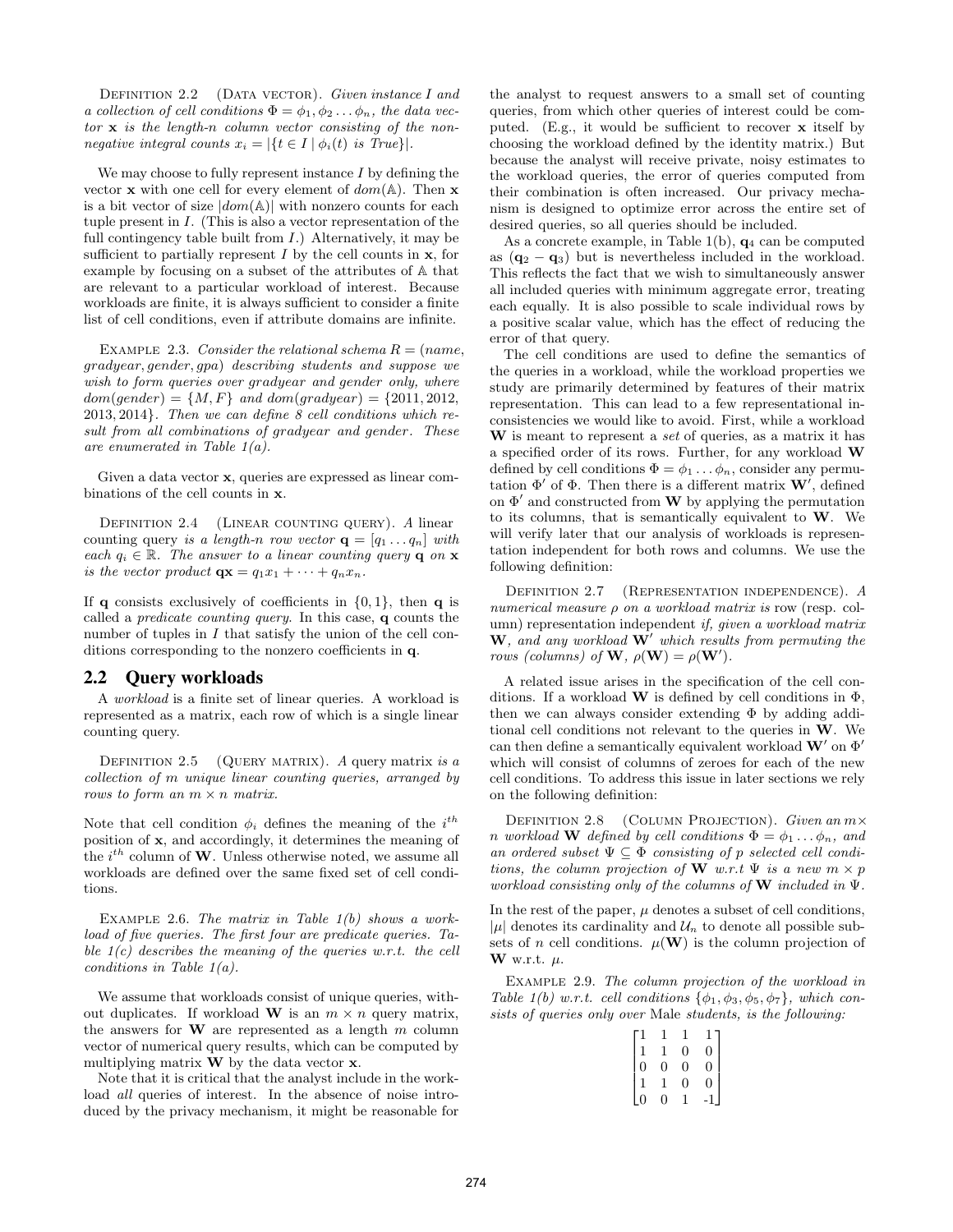Definition 2.2 (Data vector). *Given instance $I$ and a collection of cell conditions $\Phi = \phi_1, \phi_2 \dots \phi_n$, the data vector $\mathbf{x}$ is the length-$n$ column vector consisting of the non-negative integral counts $x_i = |\{t \in I \mid \phi_i(t) \text{ is True}\}|$.*

We may choose to fully represent instance $I$ by defining the vector $\mathbf{x}$ with one cell for every element of $dom(\mathbb{A})$. Then $\mathbf{x}$ is a bit vector of size $|dom(\mathbb{A})|$ with nonzero counts for each tuple present in $I$. (This is also a vector representation of the full contingency table built from $I$.) Alternatively, it may be sufficient to partially represent $I$ by the cell counts in $\mathbf{x}$, for example by focusing on a subset of the attributes of $\mathbb{A}$ that are relevant to a particular workload of interest. Because workloads are finite, it is always sufficient to consider a finite list of cell conditions, even if attribute domains are infinite.

Example 2.3. *Consider the relational schema $R = (name, gradyear, gender, gpa)$ describing students and suppose we wish to form queries over gradyear and gender only, where $dom(gender) = \{M, F\}$ and $dom(gradyear) = \{2011, 2012, 2013, 2014\}$. Then we can define 8 cell conditions which result from all combinations of gradyear and gender. These are enumerated in Table 1(a).*

Given a data vector $\mathbf{x}$, queries are expressed as linear combinations of the cell counts in $\mathbf{x}$.

Definition 2.4 (Linear counting query). *A* linear counting query *is a length-$n$ row vector $\mathbf{q} = [q_1 \dots q_n]$ with each $q_i \in \mathbb{R}$. The answer to a linear counting query $\mathbf{q}$ on $\mathbf{x}$ is the vector product $\mathbf{qx} = q_1x_1 + \cdots + q_nx_n$.*

If $\mathbf{q}$ consists exclusively of coefficients in $\{0, 1\}$, then $\mathbf{q}$ is called a *predicate counting query*. In this case, $\mathbf{q}$ counts the number of tuples in $I$ that satisfy the union of the cell conditions corresponding to the nonzero coefficients in $\mathbf{q}$.

## 2.2 Query workloads

A *workload* is a finite set of linear queries. A workload is represented as a matrix, each row of which is a single linear counting query.

Definition 2.5 (Query matrix). *A query matrix is a collection of $m$ unique linear counting queries, arranged by rows to form an $m \times n$ matrix.*

Note that cell condition $\phi_i$ defines the meaning of the $i^{th}$ position of $\mathbf{x}$, and accordingly, it determines the meaning of the $i^{th}$ column of $\mathbf{W}$. Unless otherwise noted, we assume all workloads are defined over the same fixed set of cell conditions.

Example 2.6. *The matrix in Table 1(b) shows a workload of five queries. The first four are predicate queries. Table 1(c) describes the meaning of the queries w.r.t. the cell conditions in Table 1(a).*

We assume that workloads consist of unique queries, without duplicates. If workload $\mathbf{W}$ is an $m \times n$ query matrix, the answers for $\mathbf{W}$ are represented as a length $m$ column vector of numerical query results, which can be computed by multiplying matrix $\mathbf{W}$ by the data vector $\mathbf{x}$.

Note that it is critical that the analyst include in the workload *all* queries of interest. In the absence of noise introduced by the privacy mechanism, it might be reasonable for the analyst to request answers to a small set of counting queries, from which other queries of interest could be computed. (E.g., it would be sufficient to recover $\mathbf{x}$ itself by choosing the workload defined by the identity matrix.) But because the analyst will receive private, noisy estimates to the workload queries, the error of queries computed from their combination is often increased. Our privacy mechanism is designed to optimize error across the entire set of desired queries, so all queries should be included.

As a concrete example, in Table 1(b), $\mathbf{q}_4$ can be computed as $(\mathbf{q}_2 - \mathbf{q}_3)$ but is nevertheless included in the workload. This reflects the fact that we wish to simultaneously answer all included queries with minimum aggregate error, treating each equally. It is also possible to scale individual rows by a positive scalar value, which has the effect of reducing the error of that query.

The cell conditions are used to define the semantics of the queries in a workload, while the workload properties we study are primarily determined by features of their matrix representation. This can lead to a few representational inconsistencies we would like to avoid. First, while a workload $\mathbf{W}$ is meant to represent a *set* of queries, as a matrix it has a specified order of its rows. Further, for any workload $\mathbf{W}$ defined by cell conditions $\Phi = \phi_1 \dots \phi_n$, consider any permutation $\Phi'$ of $\Phi$. Then there is a different matrix $\mathbf{W}'$, defined on $\Phi'$ and constructed from $\mathbf{W}$ by applying the permutation to its columns, that is semantically equivalent to $\mathbf{W}$. We will verify later that our analysis of workloads is representation independent for both rows and columns. We use the following definition:

Definition 2.7 (Representation independence). *A numerical measure $\rho$ on a workload matrix is* row (resp. column) representation independent *if, given a workload matrix $\mathbf{W}$, and any workload $\mathbf{W}'$ which results from permuting the rows (columns) of $\mathbf{W}$, $\rho(\mathbf{W}) = \rho(\mathbf{W}')$.*

A related issue arises in the specification of the cell conditions. If a workload $\mathbf{W}$ is defined by cell conditions in $\Phi$, then we can always consider extending $\Phi$ by adding additional cell conditions not relevant to the queries in $\mathbf{W}$. We can then define a semantically equivalent workload $\mathbf{W}'$ on $\Phi'$ which will consist of columns of zeroes for each of the new cell conditions. To address this issue in later sections we rely on the following definition:

Definition 2.8 (Column Projection). *Given an $m \times n$ workload $\mathbf{W}$ defined by cell conditions $\Phi = \phi_1 \dots \phi_n$, and an ordered subset $\Psi \subseteq \Phi$ consisting of $p$ selected cell conditions, the column projection of $\mathbf{W}$ w.r.t $\Psi$ is a new $m \times p$ workload consisting only of the columns of $\mathbf{W}$ included in $\Psi$.*

In the rest of the paper, $\mu$ denotes a subset of cell conditions, $|\mu|$ denotes its cardinality and $\mathcal{U}_n$ to denote all possible subsets of $n$ cell conditions. $\mu(\mathbf{W})$ is the column projection of $\mathbf{W}$ w.r.t. $\mu$.

Example 2.9. *The column projection of the workload in Table 1(b) w.r.t. cell conditions $\{\phi_1, \phi_3, \phi_5, \phi_7\}$, which consists of queries only over* Male *students, is the following:*

$$\begin{bmatrix} 1 & 1 & 1 & 1 \\ 1 & 1 & 0 & 0 \\ 0 & 0 & 0 & 0 \\ 1 & 1 & 0 & 0 \\ 0 & 0 & 1 & \text{-}1 \end{bmatrix}$$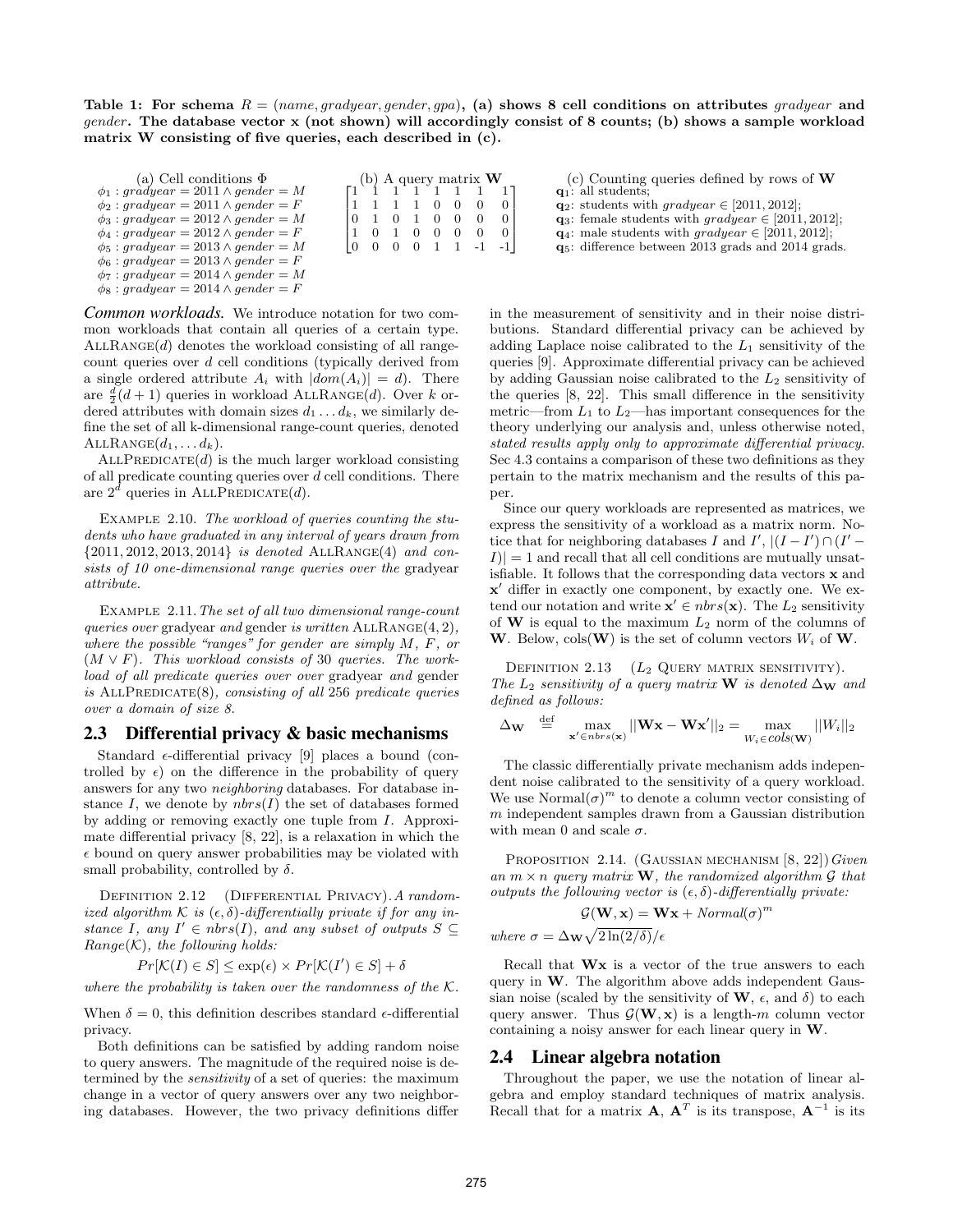**Table 1: For schema $R = (name, gradyear, gender, gpa)$, (a) shows 8 cell conditions on attributes *gradyear* and *gender*. The database vector x (not shown) will accordingly consist of 8 counts; (b) shows a sample workload matrix W consisting of five queries, each described in (c).**

(a) Cell conditions $\Phi$

$\phi_1 : gradyear = 2011 \wedge gender = M$
$\phi_2 : gradyear = 2011 \wedge gender = F$
$\phi_3 : gradyear = 2012 \wedge gender = M$
$\phi_4 : gradyear = 2012 \wedge gender = F$
$\phi_5 : gradyear = 2013 \wedge gender = M$
$\phi_6 : gradyear = 2013 \wedge gender = F$
$\phi_7 : gradyear = 2014 \wedge gender = M$
$\phi_8 : gradyear = 2014 \wedge gender = F$

(b) A query matrix $\mathbf{W}$

$$\begin{bmatrix} 1 & 1 & 1 & 1 & 1 & 1 & 1 & 1 \\ 1 & 1 & 1 & 1 & 0 & 0 & 0 & 0 \\ 0 & 1 & 0 & 1 & 0 & 0 & 0 & 0 \\ 1 & 0 & 1 & 0 & 0 & 0 & 0 & 0 \\ 0 & 0 & 0 & 0 & 1 & 1 & -1 & -1 \end{bmatrix}$$

(c) Counting queries defined by rows of $\mathbf{W}$

$\mathbf{q}_1$: all students;
$\mathbf{q}_2$: students with $gradyear \in [2011, 2012]$;
$\mathbf{q}_3$: female students with $gradyear \in [2011, 2012]$;
$\mathbf{q}_4$: male students with $gradyear \in [2011, 2012]$;
$\mathbf{q}_5$: difference between 2013 grads and 2014 grads.

***Common workloads.*** We introduce notation for two common workloads that contain all queries of a certain type. AllRange($d$) denotes the workload consisting of all range-count queries over $d$ cell conditions (typically derived from a single ordered attribute $A_i$ with $|dom(A_i)| = d$). There are $\frac{d}{2}(d+1)$ queries in workload AllRange($d$). Over $k$ ordered attributes with domain sizes $d_1 \dots d_k$, we similarly define the set of all k-dimensional range-count queries, denoted AllRange($d_1, \dots d_k$).

AllPredicate($d$) is the much larger workload consisting of all predicate counting queries over $d$ cell conditions. There are $2^d$ queries in AllPredicate($d$).

Example 2.10. *The workload of queries counting the students who have graduated in any interval of years drawn from* {2011, 2012, 2013, 2014} *is denoted* AllRange(4) *and consists of 10 one-dimensional range queries over the* gradyear *attribute.*

Example 2.11. *The set of all two dimensional range-count queries over* gradyear *and* gender *is written* AllRange(4, 2)*, where the possible "ranges" for gender are simply $M$, $F$, or $(M \vee F)$. This workload consists of* 30 *queries. The workload of all predicate queries over over* gradyear *and* gender *is* AllPredicate(8)*, consisting of all* 256 *predicate queries over a domain of size 8.*

## 2.3 Differential privacy & basic mechanisms

Standard $\epsilon$-differential privacy [9] places a bound (controlled by $\epsilon$) on the difference in the probability of query answers for any two *neighboring* databases. For database instance $I$, we denote by $nbrs(I)$ the set of databases formed by adding or removing exactly one tuple from $I$. Approximate differential privacy [8, 22], is a relaxation in which the $\epsilon$ bound on query answer probabilities may be violated with small probability, controlled by $\delta$.

Definition 2.12 (Differential Privacy). *A randomized algorithm $\mathcal{K}$ is $(\epsilon, \delta)$-differentially private if for any instance $I$, any $I' \in nbrs(I)$, and any subset of outputs $S \subseteq Range(\mathcal{K})$, the following holds:*

$$Pr[\mathcal{K}(I) \in S] \leq \exp(\epsilon) \times Pr[\mathcal{K}(I') \in S] + \delta$$

*where the probability is taken over the randomness of the $\mathcal{K}$.*

When $\delta = 0$, this definition describes standard $\epsilon$-differential privacy.

Both definitions can be satisfied by adding random noise to query answers. The magnitude of the required noise is determined by the *sensitivity* of a set of queries: the maximum change in a vector of query answers over any two neighboring databases. However, the two privacy definitions differ in the measurement of sensitivity and in their noise distributions. Standard differential privacy can be achieved by adding Laplace noise calibrated to the $L_1$ sensitivity of the queries [9]. Approximate differential privacy can be achieved by adding Gaussian noise calibrated to the $L_2$ sensitivity of the queries [8, 22]. This small difference in the sensitivity metric—from $L_1$ to $L_2$—has important consequences for the theory underlying our analysis and, unless otherwise noted, *stated results apply only to approximate differential privacy.* Sec 4.3 contains a comparison of these two definitions as they pertain to the matrix mechanism and the results of this paper.

Since our query workloads are represented as matrices, we express the sensitivity of a workload as a matrix norm. Notice that for neighboring databases $I$ and $I'$, $|(I - I') \cup (I' - I)| = 1$ and recall that all cell conditions are mutually unsatisfiable. It follows that the corresponding data vectors $\mathbf{x}$ and $\mathbf{x}'$ differ in exactly one component, by exactly one. We extend our notation and write $\mathbf{x}' \in nbrs(\mathbf{x})$. The $L_2$ sensitivity of $\mathbf{W}$ is equal to the maximum $L_2$ norm of the columns of $\mathbf{W}$. Below, cols($\mathbf{W}$) is the set of column vectors $W_i$ of $\mathbf{W}$.

Definition 2.13 ($L_2$ Query matrix sensitivity). *The $L_2$ sensitivity of a query matrix $\mathbf{W}$ is denoted $\Delta_\mathbf{W}$ and defined as follows:*

$$\Delta_\mathbf{W} \stackrel{\text{def}}{=} \max_{\mathbf{x}' \in nbrs(\mathbf{x})} ||\mathbf{W}\mathbf{x} - \mathbf{W}\mathbf{x}'||_2 = \max_{W_i \in cols(\mathbf{W})} ||W_i||_2$$

The classic differentially private mechanism adds independent noise calibrated to the sensitivity of a query workload. We use Normal$(\sigma)^m$ to denote a column vector consisting of $m$ independent samples drawn from a Gaussian distribution with mean 0 and scale $\sigma$.

Proposition 2.14. (Gaussian mechanism [8, 22]) *Given an $m \times n$ query matrix $\mathbf{W}$, the randomized algorithm $\mathcal{G}$ that outputs the following vector is $(\epsilon, \delta)$-differentially private:*

$$\mathcal{G}(\mathbf{W}, \mathbf{x}) = \mathbf{W}\mathbf{x} + Normal(\sigma)^m$$

*where* $\sigma = \Delta_\mathbf{W}\sqrt{2\ln(2/\delta)}/\epsilon$

Recall that $\mathbf{W}\mathbf{x}$ is a vector of the true answers to each query in $\mathbf{W}$. The algorithm above adds independent Gaussian noise (scaled by the sensitivity of $\mathbf{W}$, $\epsilon$, and $\delta$) to each query answer. Thus $\mathcal{G}(\mathbf{W}, \mathbf{x})$ is a length-$m$ column vector containing a noisy answer for each linear query in $\mathbf{W}$.

## 2.4 Linear algebra notation

Throughout the paper, we use the notation of linear algebra and employ standard techniques of matrix analysis. Recall that for a matrix $\mathbf{A}$, $\mathbf{A}^T$ is its transpose, $\mathbf{A}^{-1}$ is its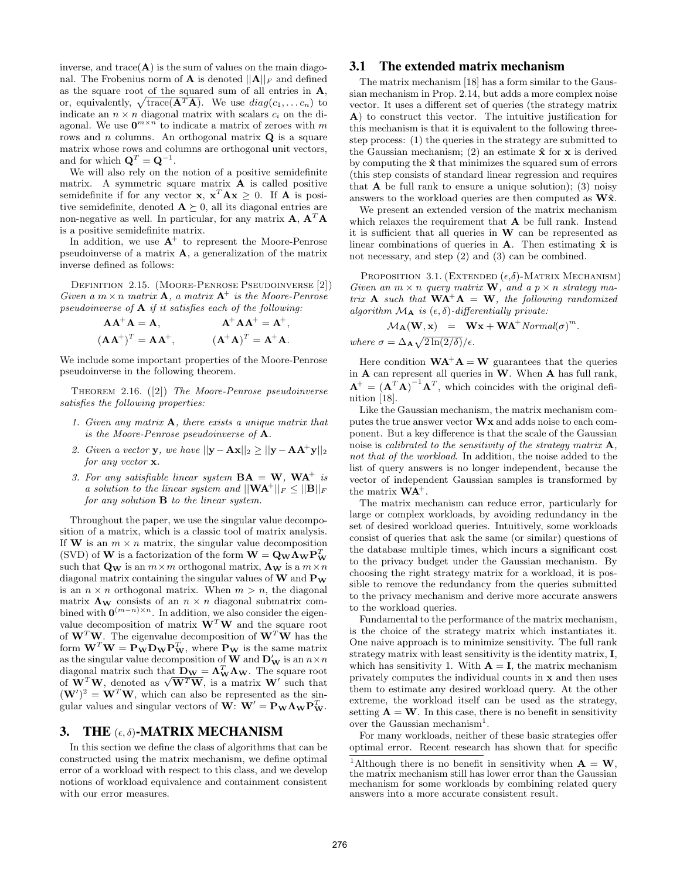inverse, and trace($\mathbf{A}$) is the sum of values on the main diagonal. The Frobenius norm of $\mathbf{A}$ is denoted $||\mathbf{A}||_F$ and defined as the square root of the squared sum of all entries in $\mathbf{A}$, or, equivalently, $\sqrt{\text{trace}(\mathbf{A}^T\mathbf{A})}$. We use $diag(c_1, \ldots c_n)$ to indicate an $n \times n$ diagonal matrix with scalars $c_i$ on the diagonal. We use $\mathbf{0}^{m\times n}$ to indicate a matrix of zeroes with $m$ rows and $n$ columns. An orthogonal matrix $\mathbf{Q}$ is a square matrix whose rows and columns are orthogonal unit vectors, and for which $\mathbf{Q}^T = \mathbf{Q}^{-1}$.

We will also rely on the notion of a positive semidefinite matrix. A symmetric square matrix $\mathbf{A}$ is called positive semidefinite if for any vector $\mathbf{x}$, $\mathbf{x}^T\mathbf{A}\mathbf{x} \geq 0$. If $\mathbf{A}$ is positive semidefinite, denoted $\mathbf{A} \succeq 0$, all its diagonal entries are non-negative as well. In particular, for any matrix $\mathbf{A}$, $\mathbf{A}^T\mathbf{A}$ is a positive semidefinite matrix.

In addition, we use $\mathbf{A}^+$ to represent the Moore-Penrose pseudoinverse of a matrix $\mathbf{A}$, a generalization of the matrix inverse defined as follows:

Definition 2.15. (Moore-Penrose Pseudoinverse [2]) *Given a $m \times n$ matrix $\mathbf{A}$, a matrix $\mathbf{A}^+$ is the Moore-Penrose pseudoinverse of $\mathbf{A}$ if it satisfies each of the following:*

$$\mathbf{A}\mathbf{A}^+\mathbf{A} = \mathbf{A}, \qquad \mathbf{A}^+\mathbf{A}\mathbf{A}^+ = \mathbf{A}^+,$$
$$(\mathbf{A}\mathbf{A}^+)^T = \mathbf{A}\mathbf{A}^+, \qquad (\mathbf{A}^+\mathbf{A})^T = \mathbf{A}^+\mathbf{A}.$$

We include some important properties of the Moore-Penrose pseudoinverse in the following theorem.

Theorem 2.16. ([2]) *The Moore-Penrose pseudoinverse satisfies the following properties:*

1. *Given any matrix $\mathbf{A}$, there exists a unique matrix that is the Moore-Penrose pseudoinverse of $\mathbf{A}$.*
2. *Given a vector $\mathbf{y}$, we have $||\mathbf{y} - \mathbf{A}\mathbf{x}||_2 \geq ||\mathbf{y} - \mathbf{A}\mathbf{A}^+\mathbf{y}||_2$ for any vector $\mathbf{x}$.*
3. *For any satisfiable linear system $\mathbf{B}\mathbf{A} = \mathbf{W}$, $\mathbf{W}\mathbf{A}^+$ is a solution to the linear system and $||\mathbf{W}\mathbf{A}^+||_F \leq ||\mathbf{B}||_F$ for any solution $\mathbf{B}$ to the linear system.*

Throughout the paper, we use the singular value decomposition of a matrix, which is a classic tool of matrix analysis. If $\mathbf{W}$ is an $m \times n$ matrix, the singular value decomposition (SVD) of $\mathbf{W}$ is a factorization of the form $\mathbf{W} = \mathbf{Q_W}\mathbf{\Lambda_W}\mathbf{P_W}^T$ such that $\mathbf{Q_W}$ is an $m \times m$ orthogonal matrix, $\mathbf{\Lambda_W}$ is a $m \times n$ diagonal matrix containing the singular values of $\mathbf{W}$ and $\mathbf{P_W}$ is an $n \times n$ orthogonal matrix. When $m > n$, the diagonal matrix $\mathbf{\Lambda_W}$ consists of an $n \times n$ diagonal submatrix combined with $\mathbf{0}^{(m-n)\times n}$. In addition, we also consider the eigenvalue decomposition of matrix $\mathbf{W}^T\mathbf{W}$ and the square root of $\mathbf{W}^T\mathbf{W}$. The eigenvalue decomposition of $\mathbf{W}^T\mathbf{W}$ has the form $\mathbf{W}^T\mathbf{W} = \mathbf{P_W}\mathbf{D_W}\mathbf{P_W}^T$, where $\mathbf{P_W}$ is the same matrix as the singular value decomposition of $\mathbf{W}$ and $\mathbf{D_W'}$ is an $n \times n$ diagonal matrix such that $\mathbf{D_W} = \mathbf{\Lambda_W}^T\mathbf{\Lambda_W}$. The square root of $\mathbf{W}^T\mathbf{W}$, denoted as $\sqrt{\mathbf{W}^T\mathbf{W}}$, is a matrix $\mathbf{W}'$ such that $(\mathbf{W}')^2 = \mathbf{W}^T\mathbf{W}$, which can also be represented as the singular values and singular vectors of $\mathbf{W}$: $\mathbf{W}' = \mathbf{P_W}\mathbf{\Lambda_W}\mathbf{P_W}^T$.

# 3. THE $(\epsilon, \delta)$-MATRIX MECHANISM

In this section we define the class of algorithms that can be constructed using the matrix mechanism, we define optimal error of a workload with respect to this class, and we develop notions of workload equivalence and containment consistent with our error measures.

## 3.1 The extended matrix mechanism

The matrix mechanism [18] has a form similar to the Gaussian mechanism in Prop. 2.14, but adds a more complex noise vector. It uses a different set of queries (the strategy matrix $\mathbf{A}$) to construct this vector. The intuitive justification for this mechanism is that it is equivalent to the following three-step process: (1) the queries in the strategy are submitted to the Gaussian mechanism; (2) an estimate $\hat{\mathbf{x}}$ for $\mathbf{x}$ is derived by computing the $\hat{\mathbf{x}}$ that minimizes the squared sum of errors (this step consists of standard linear regression and requires that $\mathbf{A}$ be full rank to ensure a unique solution); (3) noisy answers to the workload queries are then computed as $\mathbf{W}\hat{\mathbf{x}}$.

We present an extended version of the matrix mechanism which relaxes the requirement that $\mathbf{A}$ be full rank. Instead it is sufficient that all queries in $\mathbf{W}$ can be represented as linear combinations of queries in $\mathbf{A}$. Then estimating $\hat{\mathbf{x}}$ is not necessary, and step (2) and (3) can be combined.

Proposition 3.1. (Extended $(\epsilon,\delta)$-Matrix Mechanism) *Given an $m \times n$ query matrix $\mathbf{W}$, and a $p \times n$ strategy matrix $\mathbf{A}$ such that $\mathbf{W}\mathbf{A}^+\mathbf{A} = \mathbf{W}$, the following randomized algorithm $\mathcal{M}_\mathbf{A}$ is $(\epsilon, \delta)$-differentially private:*

$$\mathcal{M}_\mathbf{A}(\mathbf{W}, \mathbf{x}) \;\; = \;\; \mathbf{W}\mathbf{x} + \mathbf{W}\mathbf{A}^+ Normal(\sigma)^m.$$

*where $\sigma = \Delta_\mathbf{A}\sqrt{2\ln(2/\delta)}/\epsilon$.*

Here condition $\mathbf{W}\mathbf{A}^+\mathbf{A} = \mathbf{W}$ guarantees that the queries in $\mathbf{A}$ can represent all queries in $\mathbf{W}$. When $\mathbf{A}$ has full rank, $\mathbf{A}^+ = \left(\mathbf{A}^T\mathbf{A}\right)^{-1}\mathbf{A}^T$, which coincides with the original definition [18].

Like the Gaussian mechanism, the matrix mechanism computes the true answer vector $\mathbf{W}\mathbf{x}$ and adds noise to each component. But a key difference is that the scale of the Gaussian noise is *calibrated to the sensitivity of the strategy matrix $\mathbf{A}$, not that of the workload*. In addition, the noise added to the list of query answers is no longer independent, because the vector of independent Gaussian samples is transformed by the matrix $\mathbf{W}\mathbf{A}^+$.

The matrix mechanism can reduce error, particularly for large or complex workloads, by avoiding redundancy in the set of desired workload queries. Intuitively, some workloads consist of queries that ask the same (or similar) questions of the database multiple times, which incurs a significant cost to the privacy budget under the Gaussian mechanism. By choosing the right strategy matrix for a workload, it is possible to remove the redundancy from the queries submitted to the privacy mechanism and derive more accurate answers to the workload queries.

Fundamental to the performance of the matrix mechanism, is the choice of the strategy matrix which instantiates it. One naive approach is to minimize sensitivity. The full rank strategy matrix with least sensitivity is the identity matrix, $\mathbf{I}$, which has sensitivity 1. With $\mathbf{A} = \mathbf{I}$, the matrix mechanism privately computes the individual counts in $\mathbf{x}$ and then uses them to estimate any desired workload query. At the other extreme, the workload itself can be used as the strategy, setting $\mathbf{A} = \mathbf{W}$. In this case, there is no benefit in sensitivity over the Gaussian mechanism[1].

For many workloads, neither of these basic strategies offer optimal error. Recent research has shown that for specific

[1]Although there is no benefit in sensitivity when $\mathbf{A} = \mathbf{W}$, the matrix mechanism still has lower error than the Gaussian mechanism for some workloads by combining related query answers into a more accurate consistent result.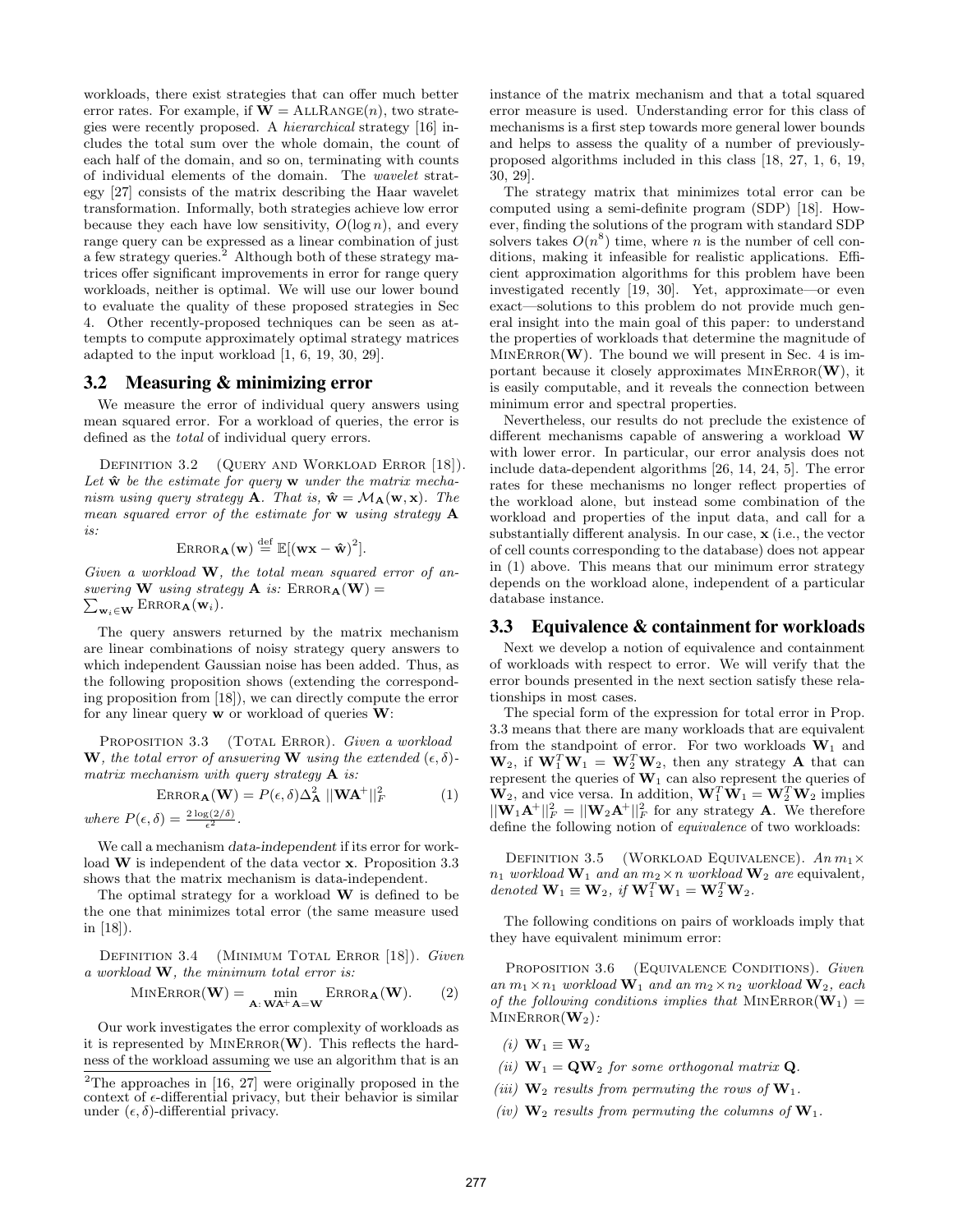workloads, there exist strategies that can offer much better error rates. For example, if $\mathbf{W} = \text{AllRange}(n)$, two strategies were recently proposed. A *hierarchical* strategy [16] includes the total sum over the whole domain, the count of each half of the domain, and so on, terminating with counts of individual elements of the domain. The *wavelet* strategy [27] consists of the matrix describing the Haar wavelet transformation. Informally, both strategies achieve low error because they each have low sensitivity, $O(\log n)$, and every range query can be expressed as a linear combination of just a few strategy queries.[2] Although both of these strategy matrices offer significant improvements in error for range query workloads, neither is optimal. We will use our lower bound to evaluate the quality of these proposed strategies in Sec 4. Other recently-proposed techniques can be seen as attempts to compute approximately optimal strategy matrices adapted to the input workload [1, 6, 19, 30, 29].

## 3.2 Measuring & minimizing error

We measure the error of individual query answers using mean squared error. For a workload of queries, the error is defined as the *total* of individual query errors.

Definition 3.2 (Query and Workload Error [18]). *Let $\hat{\mathbf{w}}$ be the estimate for query $\mathbf{w}$ under the matrix mechanism using query strategy $\mathbf{A}$. That is, $\hat{\mathbf{w}} = \mathcal{M}_{\mathbf{A}}(\mathbf{w}, \mathbf{x})$. The mean squared error of the estimate for $\mathbf{w}$ using strategy $\mathbf{A}$ is:*

$$\text{Error}_{\mathbf{A}}(\mathbf{w}) \stackrel{\text{def}}{=} \mathbb{E}[(\mathbf{w}\mathbf{x} - \hat{\mathbf{w}})^2].$$

*Given a workload $\mathbf{W}$, the total mean squared error of answering $\mathbf{W}$ using strategy $\mathbf{A}$ is:* $\text{Error}_{\mathbf{A}}(\mathbf{W}) = \sum_{\mathbf{w}_i \in \mathbf{W}} \text{Error}_{\mathbf{A}}(\mathbf{w}_i)$.

The query answers returned by the matrix mechanism are linear combinations of noisy strategy query answers to which independent Gaussian noise has been added. Thus, as the following proposition shows (extending the corresponding proposition from [18]), we can directly compute the error for any linear query $\mathbf{w}$ or workload of queries $\mathbf{W}$:

Proposition 3.3 (Total Error). *Given a workload $\mathbf{W}$, the total error of answering $\mathbf{W}$ using the extended $(\epsilon, \delta)$-matrix mechanism with query strategy $\mathbf{A}$ is:*

$$\text{Error}_{\mathbf{A}}(\mathbf{W}) = P(\epsilon, \delta)\Delta_{\mathbf{A}}^2 \; ||\mathbf{W}\mathbf{A}^+||_F^2 \qquad (1)$$

*where $P(\epsilon, \delta) = \frac{2\log(2/\delta)}{\epsilon^2}$.*

We call a mechanism *data-independent* if its error for workload $\mathbf{W}$ is independent of the data vector $\mathbf{x}$. Proposition 3.3 shows that the matrix mechanism is data-independent.

The optimal strategy for a workload $\mathbf{W}$ is defined to be the one that minimizes total error (the same measure used in [18]).

Definition 3.4 (Minimum Total Error [18]). *Given a workload $\mathbf{W}$, the minimum total error is:*

$$\text{MinError}(\mathbf{W}) = \min_{\mathbf{A}\colon \mathbf{W}\mathbf{A}^+\mathbf{A} = \mathbf{W}} \text{Error}_{\mathbf{A}}(\mathbf{W}). \qquad (2)$$

Our work investigates the error complexity of workloads as it is represented by $\text{MinError}(\mathbf{W})$. This reflects the hardness of the workload assuming we use an algorithm that is an instance of the matrix mechanism and that a total squared error measure is used. Understanding error for this class of mechanisms is a first step towards more general lower bounds and helps to assess the quality of a number of previously-proposed algorithms included in this class [18, 27, 1, 6, 19, 30, 29].

The strategy matrix that minimizes total error can be computed using a semi-definite program (SDP) [18]. However, finding the solutions of the program with standard SDP solvers takes $O(n^8)$ time, where $n$ is the number of cell conditions, making it infeasible for realistic applications. Efficient approximation algorithms for this problem have been investigated recently [19, 30]. Yet, approximate—or even exact—solutions to this problem do not provide much general insight into the main goal of this paper: to understand the properties of workloads that determine the magnitude of $\text{MinError}(\mathbf{W})$. The bound we will present in Sec. 4 is important because it closely approximates $\text{MinError}(\mathbf{W})$, it is easily computable, and it reveals the connection between minimum error and spectral properties.

Nevertheless, our results do not preclude the existence of different mechanisms capable of answering a workload $\mathbf{W}$ with lower error. In particular, our error analysis does not include data-dependent algorithms [26, 14, 24, 5]. The error rates for these mechanisms no longer reflect properties of the workload alone, but instead some combination of the workload and properties of the input data, and call for a substantially different analysis. In our case, $\mathbf{x}$ (i.e., the vector of cell counts corresponding to the database) does not appear in (1) above. This means that our minimum error strategy depends on the workload alone, independent of a particular database instance.

## 3.3 Equivalence & containment for workloads

Next we develop a notion of equivalence and containment of workloads with respect to error. We will verify that the error bounds presented in the next section satisfy these relationships in most cases.

The special form of the expression for total error in Prop. 3.3 means that there are many workloads that are equivalent from the standpoint of error. For two workloads $\mathbf{W}_1$ and $\mathbf{W}_2$, if $\mathbf{W}_1^T\mathbf{W}_1 = \mathbf{W}_2^T\mathbf{W}_2$, then any strategy $\mathbf{A}$ that can represent the queries of $\mathbf{W}_1$ can also represent the queries of $\mathbf{W}_2$, and vice versa. In addition, $\mathbf{W}_1^T\mathbf{W}_1 = \mathbf{W}_2^T\mathbf{W}_2$ implies $||\mathbf{W}_1\mathbf{A}^+||_F^2 = ||\mathbf{W}_2\mathbf{A}^+||_F^2$ for any strategy $\mathbf{A}$. We therefore define the following notion of *equivalence* of two workloads:

Definition 3.5 (Workload Equivalence). *An $m_1 \times n_1$ workload $\mathbf{W}_1$ and an $m_2 \times n$ workload $\mathbf{W}_2$ are* equivalent, *denoted $\mathbf{W}_1 \equiv \mathbf{W}_2$, if $\mathbf{W}_1^T\mathbf{W}_1 = \mathbf{W}_2^T\mathbf{W}_2$.*

The following conditions on pairs of workloads imply that they have equivalent minimum error:

Proposition 3.6 (Equivalence Conditions). *Given an $m_1 \times n_1$ workload $\mathbf{W}_1$ and an $m_2 \times n_2$ workload $\mathbf{W}_2$, each of the following conditions implies that $\text{MinError}(\mathbf{W}_1) = \text{MinError}(\mathbf{W}_2)$:*

*(i)* $\mathbf{W}_1 \equiv \mathbf{W}_2$

*(ii)* $\mathbf{W}_1 = \mathbf{Q}\mathbf{W}_2$ *for some orthogonal matrix* $\mathbf{Q}$.

*(iii)* $\mathbf{W}_2$ *results from permuting the rows of* $\mathbf{W}_1$.

*(iv)* $\mathbf{W}_2$ *results from permuting the columns of* $\mathbf{W}_1$.

[2] The approaches in [16, 27] were originally proposed in the context of $\epsilon$-differential privacy, but their behavior is similar under $(\epsilon, \delta)$-differential privacy.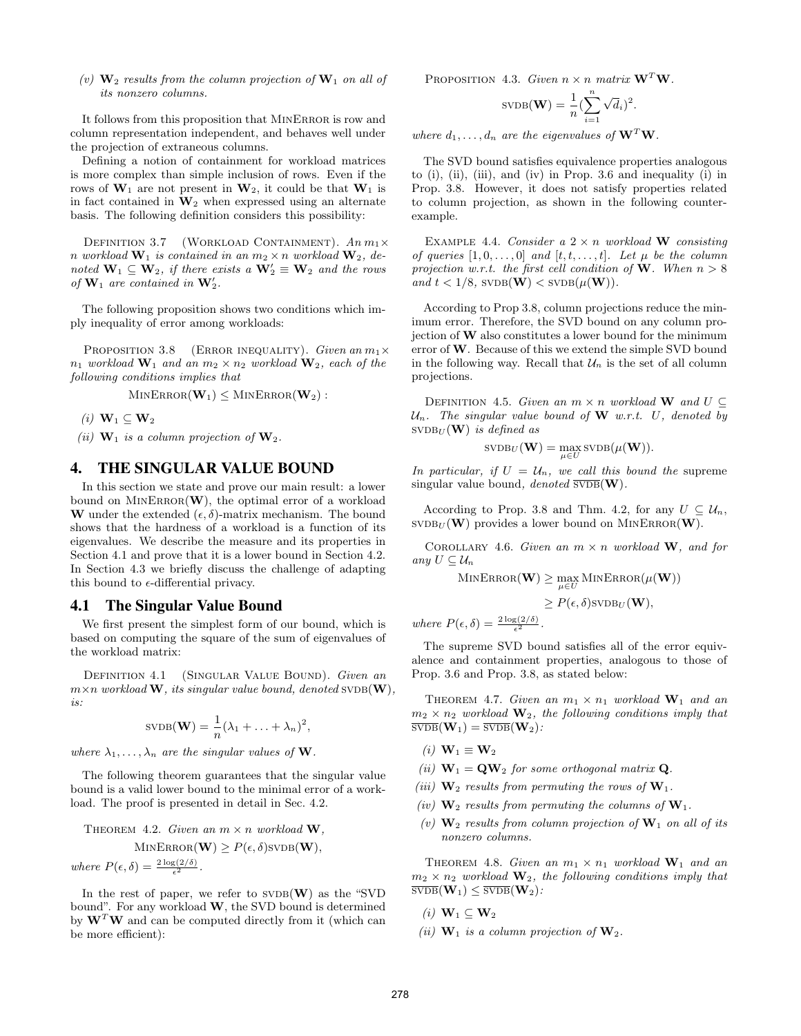*(v)* $\mathbf{W}_2$ *results from the column projection of* $\mathbf{W}_1$ *on all of its nonzero columns.*

It follows from this proposition that MINERROR is row and column representation independent, and behaves well under the projection of extraneous columns.

Defining a notion of containment for workload matrices is more complex than simple inclusion of rows. Even if the rows of $\mathbf{W}_1$ are not present in $\mathbf{W}_2$, it could be that $\mathbf{W}_1$ is in fact contained in $\mathbf{W}_2$ when expressed using an alternate basis. The following definition considers this possibility:

DEFINITION 3.7 (WORKLOAD CONTAINMENT). *An* $m_1 \times n$ *workload* $\mathbf{W}_1$ *is contained in an* $m_2 \times n$ *workload* $\mathbf{W}_2$*, denoted* $\mathbf{W}_1 \subseteq \mathbf{W}_2$*, if there exists a* $\mathbf{W}_2' \equiv \mathbf{W}_2$ *and the rows of* $\mathbf{W}_1$ *are contained in* $\mathbf{W}_2'$*.*

The following proposition shows two conditions which imply inequality of error among workloads:

PROPOSITION 3.8 (ERROR INEQUALITY). *Given an* $m_1 \times n_1$ *workload* $\mathbf{W}_1$ *and an* $m_2 \times n_2$ *workload* $\mathbf{W}_2$*, each of the following conditions implies that*

$$\text{MINERROR}(\mathbf{W}_1) \leq \text{MINERROR}(\mathbf{W}_2):$$

*(i)* $\mathbf{W}_1 \subseteq \mathbf{W}_2$

*(ii)* $\mathbf{W}_1$ *is a column projection of* $\mathbf{W}_2$*.*

## 4. THE SINGULAR VALUE BOUND

In this section we state and prove our main result: a lower bound on MINERROR($\mathbf{W}$), the optimal error of a workload $\mathbf{W}$ under the extended $(\epsilon, \delta)$-matrix mechanism. The bound shows that the hardness of a workload is a function of its eigenvalues. We describe the measure and its properties in Section 4.1 and prove that it is a lower bound in Section 4.2. In Section 4.3 we briefly discuss the challenge of adapting this bound to $\epsilon$-differential privacy.

### 4.1 The Singular Value Bound

We first present the simplest form of our bound, which is based on computing the square of the sum of eigenvalues of the workload matrix:

DEFINITION 4.1 (SINGULAR VALUE BOUND). *Given an* $m \times n$ *workload* $\mathbf{W}$*, its singular value bound, denoted* SVDB($\mathbf{W}$)*, is:*

$$\text{SVDB}(\mathbf{W}) = \frac{1}{n}(\lambda_1 + \ldots + \lambda_n)^2,$$

*where* $\lambda_1, \ldots, \lambda_n$ *are the singular values of* $\mathbf{W}$*.*

The following theorem guarantees that the singular value bound is a valid lower bound to the minimal error of a workload. The proof is presented in detail in Sec. 4.2.

THEOREM 4.2. *Given an* $m \times n$ *workload* $\mathbf{W}$*,*

$$\text{MINERROR}(\mathbf{W}) \geq P(\epsilon, \delta)\text{SVDB}(\mathbf{W}),$$

*where* $P(\epsilon, \delta) = \frac{2\log(2/\delta)}{\epsilon^2}$*.*

In the rest of paper, we refer to SVDB($\mathbf{W}$) as the "SVD bound". For any workload $\mathbf{W}$, the SVD bound is determined by $\mathbf{W}^T\mathbf{W}$ and can be computed directly from it (which can be more efficient):

PROPOSITION 4.3. *Given* $n \times n$ *matrix* $\mathbf{W}^T\mathbf{W}$*.*

$$\text{SVDB}(\mathbf{W}) = \frac{1}{n}(\sum_{i=1}^{n}\sqrt{d_i})^2.$$

*where* $d_1, \ldots, d_n$ *are the eigenvalues of* $\mathbf{W}^T\mathbf{W}$*.*

The SVD bound satisfies equivalence properties analogous to (i), (ii), (iii), and (iv) in Prop. 3.6 and inequality (i) in Prop. 3.8. However, it does not satisfy properties related to column projection, as shown in the following counterexample.

EXAMPLE 4.4. *Consider a* $2 \times n$ *workload* $\mathbf{W}$ *consisting of queries* $[1, 0, \ldots, 0]$ *and* $[t, t, \ldots, t]$*. Let* $\mu$ *be the column projection w.r.t. the first cell condition of* $\mathbf{W}$*. When* $n > 8$ *and* $t < 1/8$*,* SVDB($\mathbf{W}$) $<$ SVDB($\mu(\mathbf{W})$)*.*

According to Prop 3.8, column projections reduce the minimum error. Therefore, the SVD bound on any column projection of $\mathbf{W}$ also constitutes a lower bound for the minimum error of $\mathbf{W}$. Because of this we extend the simple SVD bound in the following way. Recall that $\mathcal{U}_n$ is the set of all column projections.

DEFINITION 4.5. *Given an* $m \times n$ *workload* $\mathbf{W}$ *and* $U \subseteq \mathcal{U}_n$*. The singular value bound of* $\mathbf{W}$ *w.r.t.* $U$*, denoted by* SVDB$_U$($\mathbf{W}$) *is defined as*

$$\text{SVDB}_U(\mathbf{W}) = \max_{\mu \in U} \text{SVDB}(\mu(\mathbf{W})).$$

*In particular, if* $U = \mathcal{U}_n$*, we call this bound the* supreme singular value bound*, denoted* $\overline{\text{SVDB}}(\mathbf{W})$*.*

According to Prop. 3.8 and Thm. 4.2, for any $U \subseteq \mathcal{U}_n$, SVDB$_U$($\mathbf{W}$) provides a lower bound on MINERROR($\mathbf{W}$).

COROLLARY 4.6. *Given an* $m \times n$ *workload* $\mathbf{W}$*, and for any* $U \subseteq \mathcal{U}_n$

$$\begin{aligned}\text{MINERROR}(\mathbf{W}) &\geq \max_{\mu \in U} \text{MINERROR}(\mu(\mathbf{W})) \\ &\geq P(\epsilon, \delta)\text{SVDB}_U(\mathbf{W}),\end{aligned}$$

*where* $P(\epsilon, \delta) = \frac{2\log(2/\delta)}{\epsilon^2}$*.*

The supreme SVD bound satisfies all of the error equivalence and containment properties, analogous to those of Prop. 3.6 and Prop. 3.8, as stated below:

THEOREM 4.7. *Given an* $m_1 \times n_1$ *workload* $\mathbf{W}_1$ *and an* $m_2 \times n_2$ *workload* $\mathbf{W}_2$*, the following conditions imply that* $\overline{\text{SVDB}}(\mathbf{W}_1) = \overline{\text{SVDB}}(\mathbf{W}_2)$*:*

*(i)* $\mathbf{W}_1 \equiv \mathbf{W}_2$

*(ii)* $\mathbf{W}_1 = \mathbf{Q}\mathbf{W}_2$ *for some orthogonal matrix* $\mathbf{Q}$*.*

*(iii)* $\mathbf{W}_2$ *results from permuting the rows of* $\mathbf{W}_1$*.*

*(iv)* $\mathbf{W}_2$ *results from permuting the columns of* $\mathbf{W}_1$*.*

*(v)* $\mathbf{W}_2$ *results from column projection of* $\mathbf{W}_1$ *on all of its nonzero columns.*

THEOREM 4.8. *Given an* $m_1 \times n_1$ *workload* $\mathbf{W}_1$ *and an* $m_2 \times n_2$ *workload* $\mathbf{W}_2$*, the following conditions imply that* $\overline{\text{SVDB}}(\mathbf{W}_1) \leq \overline{\text{SVDB}}(\mathbf{W}_2)$*:*

*(i)* $\mathbf{W}_1 \subseteq \mathbf{W}_2$

*(ii)* $\mathbf{W}_1$ *is a column projection of* $\mathbf{W}_2$*.*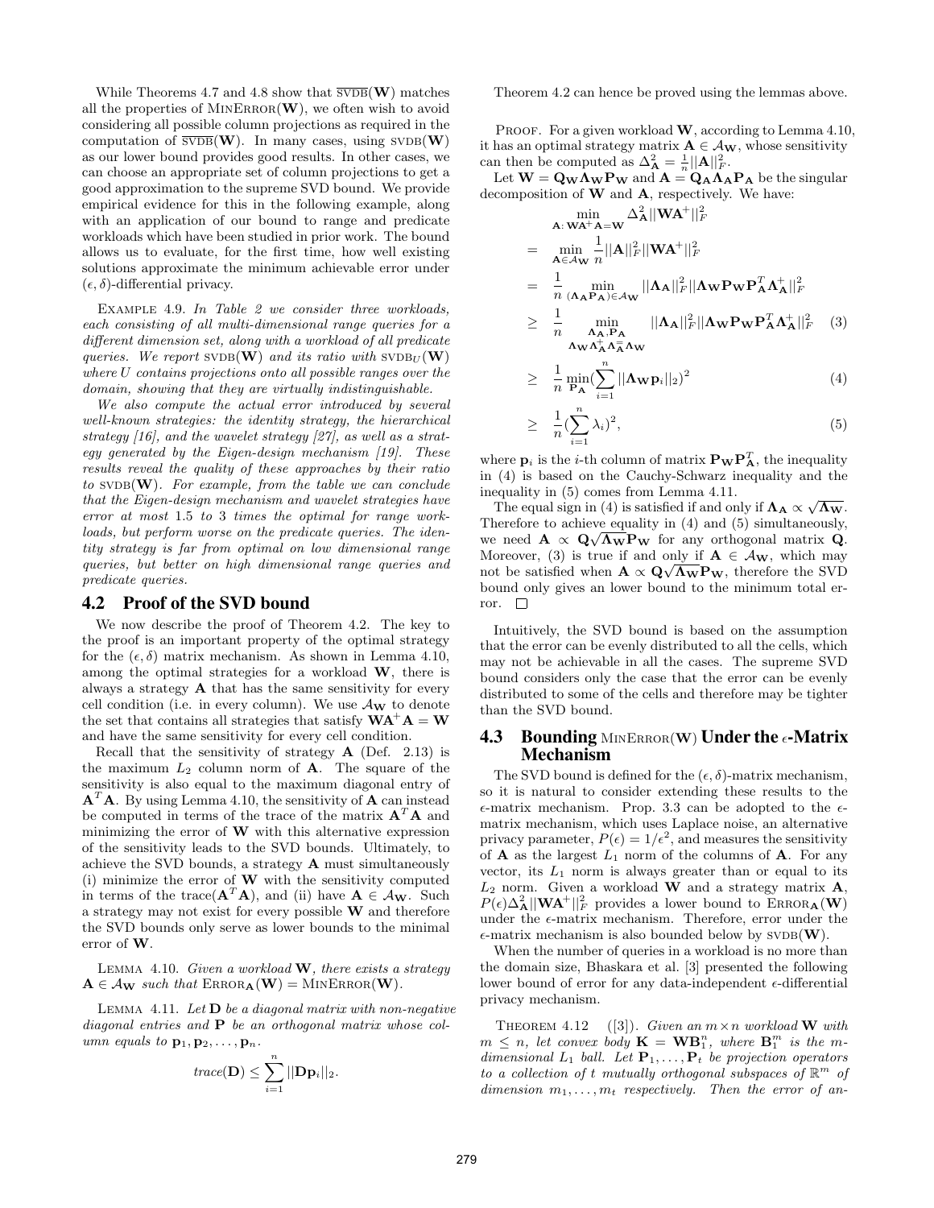While Theorems 4.7 and 4.8 show that $\overline{\text{SVDB}}(\mathbf{W})$ matches all the properties of $\text{MinError}(\mathbf{W})$, we often wish to avoid considering all possible column projections as required in the computation of $\overline{\text{SVDB}}(\mathbf{W})$. In many cases, using $\text{SVDB}(\mathbf{W})$ as our lower bound provides good results. In other cases, we can choose an appropriate set of column projections to get a good approximation to the supreme SVD bound. We provide empirical evidence for this in the following example, along with an application of our bound to range and predicate workloads which have been studied in prior work. The bound allows us to evaluate, for the first time, how well existing solutions approximate the minimum achievable error under $(\epsilon, \delta)$-differential privacy.

Example 4.9. *In Table 2 we consider three workloads, each consisting of all multi-dimensional range queries for a different dimension set, along with a workload of all predicate queries. We report* $\text{SVDB}(\mathbf{W})$ *and its ratio with* $\text{SVDB}_U(\mathbf{W})$ *where* $U$ *contains projections onto all possible ranges over the domain, showing that they are virtually indistinguishable.*

*We also compute the actual error introduced by several well-known strategies: the identity strategy, the hierarchical strategy [16], and the wavelet strategy [27], as well as a strategy generated by the Eigen-design mechanism [19]. These results reveal the quality of these approaches by their ratio to* $\text{SVDB}(\mathbf{W})$*. For example, from the table we can conclude that the Eigen-design mechanism and wavelet strategies have error at most* 1.5 *to* 3 *times the optimal for range workloads, but perform worse on the predicate queries. The identity strategy is far from optimal on low dimensional range queries, but better on high dimensional range queries and predicate queries.*

## 4.2 Proof of the SVD bound

We now describe the proof of Theorem 4.2. The key to the proof is an important property of the optimal strategy for the $(\epsilon, \delta)$ matrix mechanism. As shown in Lemma 4.10, among the optimal strategies for a workload $\mathbf{W}$, there is always a strategy $\mathbf{A}$ that has the same sensitivity for every cell condition (i.e. in every column). We use $\mathcal{A}_\mathbf{W}$ to denote the set that contains all strategies that satisfy $\mathbf{W}\mathbf{A}^+\mathbf{A} = \mathbf{W}$ and have the same sensitivity for every cell condition.

Recall that the sensitivity of strategy $\mathbf{A}$ (Def. 2.13) is the maximum $L_2$ column norm of $\mathbf{A}$. The square of the sensitivity is also equal to the maximum diagonal entry of $\mathbf{A}^T\mathbf{A}$. By using Lemma 4.10, the sensitivity of $\mathbf{A}$ can instead be computed in terms of the trace of the matrix $\mathbf{A}^T\mathbf{A}$ and minimizing the error of $\mathbf{W}$ with this alternative expression of the sensitivity leads to the SVD bounds. Ultimately, to achieve the SVD bounds, a strategy $\mathbf{A}$ must simultaneously (i) minimize the error of $\mathbf{W}$ with the sensitivity computed in terms of the trace$(\mathbf{A}^T\mathbf{A})$, and (ii) have $\mathbf{A} \in \mathcal{A}_\mathbf{W}$. Such a strategy may not exist for every possible $\mathbf{W}$ and therefore the SVD bounds only serve as lower bounds to the minimal error of $\mathbf{W}$.

Lemma 4.10. *Given a workload* $\mathbf{W}$*, there exists a strategy* $\mathbf{A} \in \mathcal{A}_\mathbf{W}$ *such that* $\text{Error}_\mathbf{A}(\mathbf{W}) = \text{MinError}(\mathbf{W})$.

Lemma 4.11. *Let* $\mathbf{D}$ *be a diagonal matrix with non-negative diagonal entries and* $\mathbf{P}$ *be an orthogonal matrix whose column equals to* $\mathbf{p}_1, \mathbf{p}_2, \ldots, \mathbf{p}_n$.

$$\text{trace}(\mathbf{D}) \leq \sum_{i=1}^{n} ||\mathbf{D}\mathbf{p}_i||_2.$$

Theorem 4.2 can hence be proved using the lemmas above.

Proof. For a given workload $\mathbf{W}$, according to Lemma 4.10, it has an optimal strategy matrix $\mathbf{A} \in \mathcal{A}_\mathbf{W}$, whose sensitivity can then be computed as $\Delta^2_\mathbf{A} = \frac{1}{n}||\mathbf{A}||^2_F$.

Let $\mathbf{W} = \mathbf{Q}_\mathbf{W}\mathbf{\Lambda}_\mathbf{W}\mathbf{P}_\mathbf{W}$ and $\mathbf{A} = \mathbf{Q}_\mathbf{A}\mathbf{\Lambda}_\mathbf{A}\mathbf{P}_\mathbf{A}$ be the singular decomposition of $\mathbf{W}$ and $\mathbf{A}$, respectively. We have:

$$
\begin{aligned}
& \min_{\mathbf{A}:\, \mathbf{W}\mathbf{A}^+\mathbf{A}=\mathbf{W}} \Delta^2_\mathbf{A}||\mathbf{W}\mathbf{A}^+||^2_F \\
= & \min_{\mathbf{A}\in\mathcal{A}_\mathbf{W}} \frac{1}{n}||\mathbf{A}||^2_F||\mathbf{W}\mathbf{A}^+||^2_F \\
= & \frac{1}{n}\min_{(\mathbf{\Lambda}_\mathbf{A}\mathbf{P}_\mathbf{A})\in\mathcal{A}_\mathbf{W}} ||\mathbf{\Lambda}_\mathbf{A}||^2_F||\mathbf{\Lambda}_\mathbf{W}\mathbf{P}_\mathbf{W}\mathbf{P}^T_\mathbf{A}\mathbf{\Lambda}^+_\mathbf{A}||^2_F \\
\geq & \frac{1}{n}\min_{\substack{\mathbf{\Lambda}_\mathbf{A},\mathbf{P}_\mathbf{A} \\ \mathbf{\Lambda}_\mathbf{W}\mathbf{\Lambda}^+_\mathbf{A}\mathbf{\Lambda}^=_\mathbf{A}\mathbf{\Lambda}_\mathbf{W}}} ||\mathbf{\Lambda}_\mathbf{A}||^2_F||\mathbf{\Lambda}_\mathbf{W}\mathbf{P}_\mathbf{W}\mathbf{P}^T_\mathbf{A}\mathbf{\Lambda}^+_\mathbf{A}||^2_F \quad (3) \\
\geq & \frac{1}{n}\min_{\mathbf{P}_\mathbf{A}}\left(\sum_{i=1}^{n}||\mathbf{\Lambda}_\mathbf{W}\mathbf{p}_i||_2\right)^2 \quad (4) \\
\geq & \frac{1}{n}\left(\sum_{i=1}^{n}\lambda_i\right)^2, \quad (5)
\end{aligned}
$$

where $\mathbf{p}_i$ is the $i$-th column of matrix $\mathbf{P}_\mathbf{W}\mathbf{P}^T_\mathbf{A}$, the inequality in (4) is based on the Cauchy-Schwarz inequality and the inequality in (5) comes from Lemma 4.11.

The equal sign in (4) is satisfied if and only if $\mathbf{\Lambda}_\mathbf{A} \propto \sqrt{\mathbf{\Lambda}_\mathbf{W}}$. Therefore to achieve equality in (4) and (5) simultaneously, we need $\mathbf{A} \propto \mathbf{Q}\sqrt{\mathbf{\Lambda}_\mathbf{W}}\mathbf{P}_\mathbf{W}$ for any orthogonal matrix $\mathbf{Q}$. Moreover, (3) is true if and only if $\mathbf{A} \in \mathcal{A}_\mathbf{W}$, which may not be satisfied when $\mathbf{A} \propto \mathbf{Q}\sqrt{\mathbf{\Lambda}_\mathbf{W}}\mathbf{P}_\mathbf{W}$, therefore the SVD bound only gives an lower bound to the minimum total error. □

Intuitively, the SVD bound is based on the assumption that the error can be evenly distributed to all the cells, which may not be achievable in all the cases. The supreme SVD bound considers only the case that the error can be evenly distributed to some of the cells and therefore may be tighter than the SVD bound.

## 4.3 Bounding $\text{MinError}(\mathbf{W})$ Under the $\epsilon$-Matrix Mechanism

The SVD bound is defined for the $(\epsilon, \delta)$-matrix mechanism, so it is natural to consider extending these results to the $\epsilon$-matrix mechanism. Prop. 3.3 can be adopted to the $\epsilon$-matrix mechanism, which uses Laplace noise, an alternative privacy parameter, $P(\epsilon) = 1/\epsilon^2$, and measures the sensitivity of $\mathbf{A}$ as the largest $L_1$ norm of the columns of $\mathbf{A}$. For any vector, its $L_1$ norm is always greater than or equal to its $L_2$ norm. Given a workload $\mathbf{W}$ and a strategy matrix $\mathbf{A}$, $P(\epsilon)\Delta^2_\mathbf{A}||\mathbf{W}\mathbf{A}^+||^2_F$ provides a lower bound to $\text{Error}_\mathbf{A}(\mathbf{W})$ under the $\epsilon$-matrix mechanism. Therefore, error under the $\epsilon$-matrix mechanism is also bounded below by $\text{SVDB}(\mathbf{W})$.

When the number of queries in a workload is no more than the domain size, Bhaskara et al. [3] presented the following lower bound of error for any data-independent $\epsilon$-differential privacy mechanism.

Theorem 4.12 ([3]). *Given an* $m \times n$ *workload* $\mathbf{W}$ *with* $m \leq n$*, let convex body* $\mathbf{K} = \mathbf{W}\mathbf{B}^n_1$*, where* $\mathbf{B}^m_1$ *is the* $m$*-dimensional* $L_1$ *ball. Let* $\mathbf{P}_1, \ldots, \mathbf{P}_t$ *be projection operators to a collection of* $t$ *mutually orthogonal subspaces of* $\mathbb{R}^m$ *of dimension* $m_1, \ldots, m_t$ *respectively. Then the error of an-*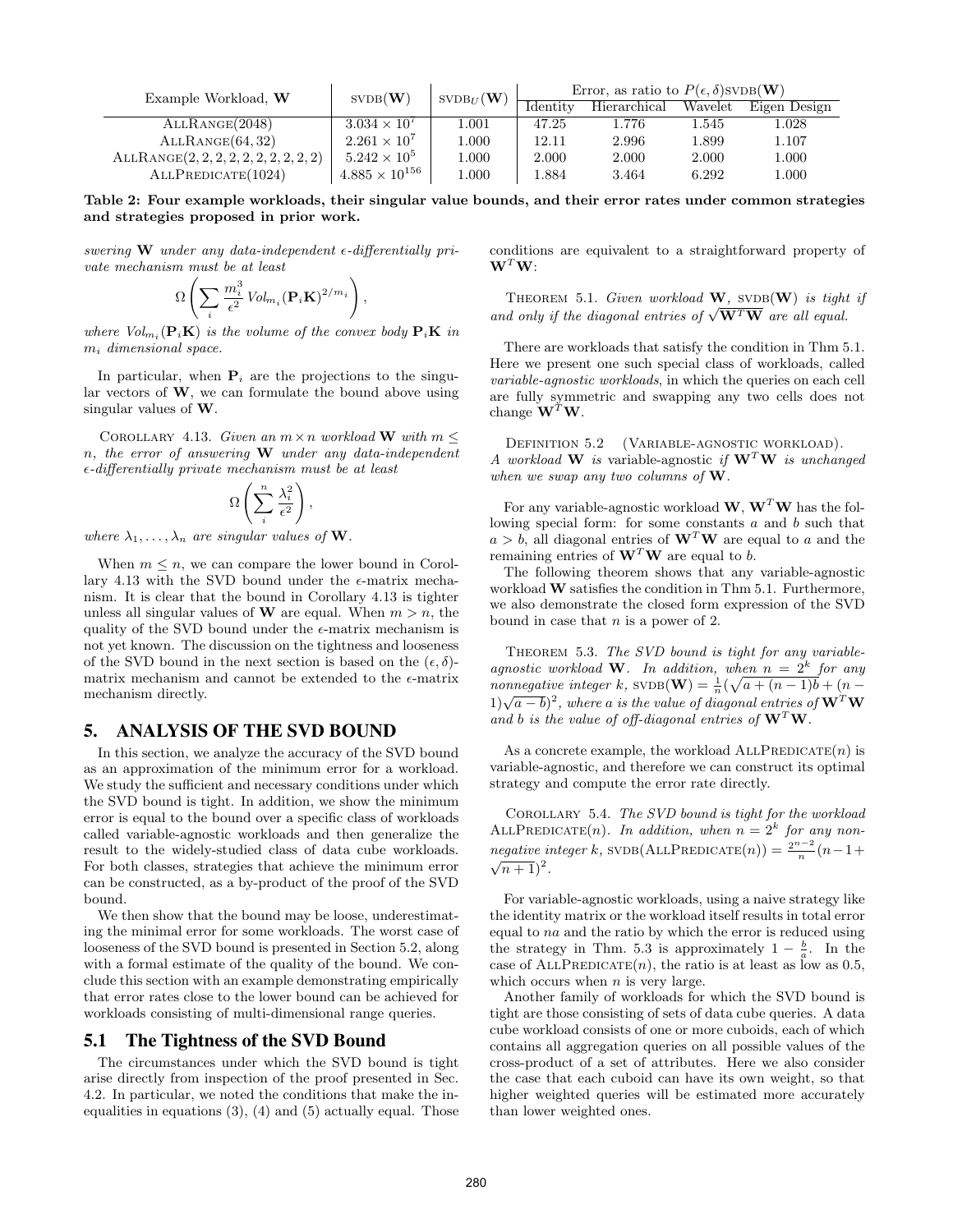| Example Workload, $\mathbf{W}$ | $\text{SVDB}(\mathbf{W})$ | $\text{SVDB}_U(\mathbf{W})$ | Error, as ratio to $P(\epsilon, \delta)\text{SVDB}(\mathbf{W})$ | | | |
|---|---|---|---|---|---|---|
| | | | Identity | Hierarchical | Wavelet | Eigen Design |
| AllRange(2048) | $3.034 \times 10^7$ | 1.001 | 47.25 | 1.776 | 1.545 | 1.028 |
| AllRange(64, 32) | $2.261 \times 10^7$ | 1.000 | 12.11 | 2.996 | 1.899 | 1.107 |
| AllRange(2, 2, 2, 2, 2, 2, 2, 2, 2, 2) | $5.242 \times 10^5$ | 1.000 | 2.000 | 2.000 | 2.000 | 1.000 |
| AllPredicate(1024) | $4.885 \times 10^{156}$ | 1.000 | 1.884 | 3.464 | 6.292 | 1.000 |

**Table 2: Four example workloads, their singular value bounds, and their error rates under common strategies and strategies proposed in prior work.**

*swering $\mathbf{W}$ under any data-independent $\epsilon$-differentially private mechanism must be at least*

$$\Omega\left(\sum_i \frac{m_i^3}{\epsilon^2}\, Vol_{m_i}(\mathbf{P}_i\mathbf{K})^{2/m_i}\right),$$

*where $Vol_{m_i}(\mathbf{P}_i\mathbf{K})$ is the volume of the convex body $\mathbf{P}_i\mathbf{K}$ in $m_i$ dimensional space.*

In particular, when $\mathbf{P}_i$ are the projections to the singular vectors of $\mathbf{W}$, we can formulate the bound above using singular values of $\mathbf{W}$.

Corollary 4.13. *Given an $m \times n$ workload $\mathbf{W}$ with $m \leq n$, the error of answering $\mathbf{W}$ under any data-independent $\epsilon$-differentially private mechanism must be at least*

$$\Omega\left(\sum_i^n \frac{\lambda_i^2}{\epsilon^2}\right),$$

*where $\lambda_1, \ldots, \lambda_n$ are singular values of $\mathbf{W}$.*

When $m \leq n$, we can compare the lower bound in Corollary 4.13 with the SVD bound under the $\epsilon$-matrix mechanism. It is clear that the bound in Corollary 4.13 is tighter unless all singular values of $\mathbf{W}$ are equal. When $m > n$, the quality of the SVD bound under the $\epsilon$-matrix mechanism is not yet known. The discussion on the tightness and looseness of the SVD bound in the next section is based on the $(\epsilon, \delta)$-matrix mechanism and cannot be extended to the $\epsilon$-matrix mechanism directly.

## 5. ANALYSIS OF THE SVD BOUND

In this section, we analyze the accuracy of the SVD bound as an approximation of the minimum error for a workload. We study the sufficient and necessary conditions under which the SVD bound is tight. In addition, we show the minimum error is equal to the bound over a specific class of workloads called variable-agnostic workloads and then generalize the result to the widely-studied class of data cube workloads. For both classes, strategies that achieve the minimum error can be constructed, as a by-product of the proof of the SVD bound.

We then show that the bound may be loose, underestimating the minimal error for some workloads. The worst case of looseness of the SVD bound is presented in Section 5.2, along with a formal estimate of the quality of the bound. We conclude this section with an example demonstrating empirically that error rates close to the lower bound can be achieved for workloads consisting of multi-dimensional range queries.

### 5.1 The Tightness of the SVD Bound

The circumstances under which the SVD bound is tight arise directly from inspection of the proof presented in Sec. 4.2. In particular, we noted the conditions that make the inequalities in equations (3), (4) and (5) actually equal. Those conditions are equivalent to a straightforward property of $\mathbf{W}^T\mathbf{W}$:

Theorem 5.1. *Given workload $\mathbf{W}$, $\text{SVDB}(\mathbf{W})$ is tight if and only if the diagonal entries of $\sqrt{\mathbf{W}^T\mathbf{W}}$ are all equal.*

There are workloads that satisfy the condition in Thm 5.1. Here we present one such special class of workloads, called *variable-agnostic workloads*, in which the queries on each cell are fully symmetric and swapping any two cells does not change $\mathbf{W}^T\mathbf{W}$.

Definition 5.2 (Variable-agnostic workload). *A workload $\mathbf{W}$ is* variable-agnostic *if $\mathbf{W}^T\mathbf{W}$ is unchanged when we swap any two columns of $\mathbf{W}$.*

For any variable-agnostic workload $\mathbf{W}$, $\mathbf{W}^T\mathbf{W}$ has the following special form: for some constants $a$ and $b$ such that $a > b$, all diagonal entries of $\mathbf{W}^T\mathbf{W}$ are equal to $a$ and the remaining entries of $\mathbf{W}^T\mathbf{W}$ are equal to $b$.

The following theorem shows that any variable-agnostic workload $\mathbf{W}$ satisfies the condition in Thm 5.1. Furthermore, we also demonstrate the closed form expression of the SVD bound in case that $n$ is a power of 2.

Theorem 5.3. *The SVD bound is tight for any variable-agnostic workload $\mathbf{W}$. In addition, when $n = 2^k$ for any nonnegative integer $k$, $\text{SVDB}(\mathbf{W}) = \frac{1}{n}(\sqrt{a + (n-1)b} + (n-1)\sqrt{a-b})^2$, where $a$ is the value of diagonal entries of $\mathbf{W}^T\mathbf{W}$ and $b$ is the value of off-diagonal entries of $\mathbf{W}^T\mathbf{W}$.*

As a concrete example, the workload AllPredicate($n$) is variable-agnostic, and therefore we can construct its optimal strategy and compute the error rate directly.

Corollary 5.4. *The SVD bound is tight for the workload AllPredicate($n$). In addition, when $n = 2^k$ for any nonnegative integer $k$, $\text{SVDB}(\text{AllPredicate}(n)) = \frac{2^{n-2}}{n}(n-1+\sqrt{n+1})^2$.*

For variable-agnostic workloads, using a naive strategy like the identity matrix or the workload itself results in total error equal to $na$ and the ratio by which the error is reduced using the strategy in Thm. 5.3 is approximately $1 - \frac{b}{a}$. In the case of AllPredicate($n$), the ratio is at least as low as 0.5, which occurs when $n$ is very large.

Another family of workloads for which the SVD bound is tight are those consisting of sets of data cube queries. A data cube workload consists of one or more cuboids, each of which contains all aggregation queries on all possible values of the cross-product of a set of attributes. Here we also consider the case that each cuboid can have its own weight, so that higher weighted queries will be estimated more accurately than lower weighted ones.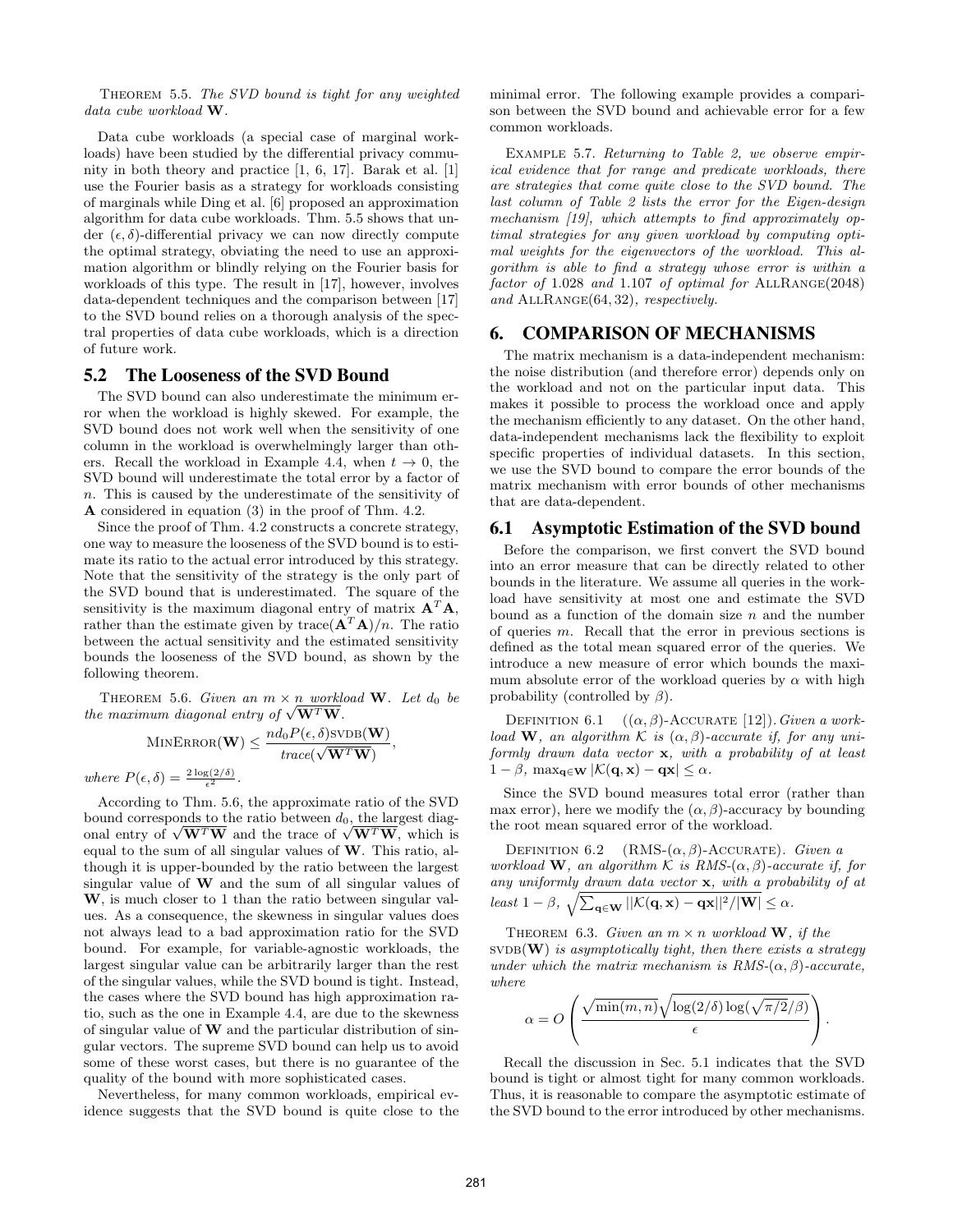THEOREM 5.5. *The SVD bound is tight for any weighted data cube workload* $\mathbf{W}$.

Data cube workloads (a special case of marginal workloads) have been studied by the differential privacy community in both theory and practice [1, 6, 17]. Barak et al. [1] use the Fourier basis as a strategy for workloads consisting of marginals while Ding et al. [6] proposed an approximation algorithm for data cube workloads. Thm. 5.5 shows that under $(\epsilon, \delta)$-differential privacy we can now directly compute the optimal strategy, obviating the need to use an approximation algorithm or blindly relying on the Fourier basis for workloads of this type. The result in [17], however, involves data-dependent techniques and the comparison between [17] to the SVD bound relies on a thorough analysis of the spectral properties of data cube workloads, which is a direction of future work.

## 5.2 The Looseness of the SVD Bound

The SVD bound can also underestimate the minimum error when the workload is highly skewed. For example, the SVD bound does not work well when the sensitivity of one column in the workload is overwhelmingly larger than others. Recall the workload in Example 4.4, when $t \to 0$, the SVD bound will underestimate the total error by a factor of $n$. This is caused by the underestimate of the sensitivity of $\mathbf{A}$ considered in equation (3) in the proof of Thm. 4.2.

Since the proof of Thm. 4.2 constructs a concrete strategy, one way to measure the looseness of the SVD bound is to estimate its ratio to the actual error introduced by this strategy. Note that the sensitivity of the strategy is the only part of the SVD bound that is underestimated. The square of the sensitivity is the maximum diagonal entry of matrix $\mathbf{A}^T\mathbf{A}$, rather than the estimate given by $\mathrm{trace}(\mathbf{A}^T\mathbf{A})/n$. The ratio between the actual sensitivity and the estimated sensitivity bounds the looseness of the SVD bound, as shown by the following theorem.

THEOREM 5.6. *Given an $m \times n$ workload $\mathbf{W}$. Let $d_0$ be the maximum diagonal entry of $\sqrt{\mathbf{W}^T\mathbf{W}}$.*

$$\textsc{MinError}(\mathbf{W}) \le \frac{nd_0 P(\epsilon, \delta)\textsc{svdb}(\mathbf{W})}{trace(\sqrt{\mathbf{W}^T\mathbf{W}})},$$

*where* $P(\epsilon, \delta) = \frac{2\log(2/\delta)}{\epsilon^2}$.

According to Thm. 5.6, the approximate ratio of the SVD bound corresponds to the ratio between $d_0$, the largest diagonal entry of $\sqrt{\mathbf{W}^T\mathbf{W}}$ and the trace of $\sqrt{\mathbf{W}^T\mathbf{W}}$, which is equal to the sum of all singular values of $\mathbf{W}$. This ratio, although it is upper-bounded by the ratio between the largest singular value of $\mathbf{W}$ and the sum of all singular values of $\mathbf{W}$, is much closer to 1 than the ratio between singular values. As a consequence, the skewness in singular values does not always lead to a bad approximation ratio for the SVD bound. For example, for variable-agnostic workloads, the largest singular value can be arbitrarily larger than the rest of the singular values, while the SVD bound is tight. Instead, the cases where the SVD bound has high approximation ratio, such as the one in Example 4.4, are due to the skewness of singular value of $\mathbf{W}$ and the particular distribution of singular vectors. The supreme SVD bound can help us to avoid some of these worst cases, but there is no guarantee of the quality of the bound with more sophisticated cases.

Nevertheless, for many common workloads, empirical evidence suggests that the SVD bound is quite close to the minimal error. The following example provides a comparison between the SVD bound and achievable error for a few common workloads.

EXAMPLE 5.7. *Returning to Table 2, we observe empirical evidence that for range and predicate workloads, there are strategies that come quite close to the SVD bound. The last column of Table 2 lists the error for the Eigen-design mechanism [19], which attempts to find approximately optimal strategies for any given workload by computing optimal weights for the eigenvectors of the workload. This algorithm is able to find a strategy whose error is within a factor of 1.028 and 1.107 of optimal for* AllRange(2048) *and* AllRange(64, 32)*, respectively.*

# 6. COMPARISON OF MECHANISMS

The matrix mechanism is a data-independent mechanism: the noise distribution (and therefore error) depends only on the workload and not on the particular input data. This makes it possible to process the workload once and apply the mechanism efficiently to any dataset. On the other hand, data-independent mechanisms lack the flexibility to exploit specific properties of individual datasets. In this section, we use the SVD bound to compare the error bounds of the matrix mechanism with error bounds of other mechanisms that are data-dependent.

## 6.1 Asymptotic Estimation of the SVD bound

Before the comparison, we first convert the SVD bound into an error measure that can be directly related to other bounds in the literature. We assume all queries in the workload have sensitivity at most one and estimate the SVD bound as a function of the domain size $n$ and the number of queries $m$. Recall that the error in previous sections is defined as the total mean squared error of the queries. We introduce a new measure of error which bounds the maximum absolute error of the workload queries by $\alpha$ with high probability (controlled by $\beta$).

DEFINITION 6.1 ($(\alpha, \beta)$-ACCURATE [12]). *Given a workload $\mathbf{W}$, an algorithm $\mathcal{K}$ is $(\alpha, \beta)$-accurate if, for any uniformly drawn data vector $\mathbf{x}$, with a probability of at least $1 - \beta$, $\max_{\mathbf{q} \in \mathbf{W}} |\mathcal{K}(\mathbf{q}, \mathbf{x}) - \mathbf{q}\mathbf{x}| \le \alpha$.*

Since the SVD bound measures total error (rather than max error), here we modify the $(\alpha, \beta)$-accuracy by bounding the root mean squared error of the workload.

DEFINITION 6.2 (RMS-$(\alpha, \beta)$-ACCURATE). *Given a workload $\mathbf{W}$, an algorithm $\mathcal{K}$ is RMS-$(\alpha, \beta)$-accurate if, for any uniformly drawn data vector $\mathbf{x}$, with a probability of at least $1 - \beta$, $\sqrt{\sum_{\mathbf{q} \in \mathbf{W}} ||\mathcal{K}(\mathbf{q}, \mathbf{x}) - \mathbf{q}\mathbf{x}||^2/|\mathbf{W}|} \le \alpha$.*

THEOREM 6.3. *Given an $m \times n$ workload $\mathbf{W}$, if the* $\textsc{svdb}(\mathbf{W})$ *is asymptotically tight, then there exists a strategy under which the matrix mechanism is RMS-$(\alpha, \beta)$-accurate, where*

$$\alpha = O\left(\frac{\sqrt{\min(m, n)}\sqrt{\log(2/\delta)\log(\sqrt{\pi/2}/\beta)}}{\epsilon}\right).$$

Recall the discussion in Sec. 5.1 indicates that the SVD bound is tight or almost tight for many common workloads. Thus, it is reasonable to compare the asymptotic estimate of the SVD bound to the error introduced by other mechanisms.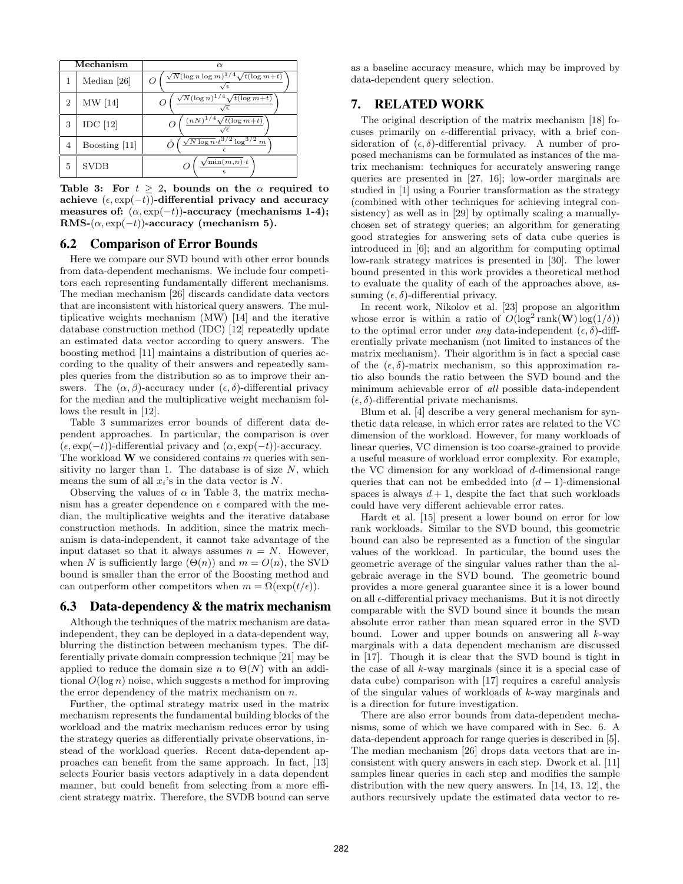| Mechanism | | $\alpha$ |
|---|---|---|
| 1 | Median [26] | $O\left(\frac{\sqrt{N}(\log n \log m)^{1/4}\sqrt{t(\log m+t)}}{\sqrt{\epsilon}}\right)$ |
| 2 | MW [14] | $O\left(\frac{\sqrt{N}(\log n)^{1/4}\sqrt{t(\log m+t)}}{\sqrt{\epsilon}}\right)$ |
| 3 | IDC [12] | $O\left(\frac{(nN)^{1/4}\sqrt{t(\log m+t)}}{\sqrt{\epsilon}}\right)$ |
| 4 | Boosting [11] | $\tilde{O}\left(\frac{\sqrt{N\log n}\cdot t^{3/2}\log^{3/2} m}{\epsilon}\right)$ |
| 5 | SVDB | $O\left(\frac{\sqrt{\min(m,n)}\cdot t}{\epsilon}\right)$ |

**Table 3: For $t \geq 2$, bounds on the $\alpha$ required to achieve $(\epsilon, \exp(-t))$-differential privacy and accuracy measures of: $(\alpha, \exp(-t))$-accuracy (mechanisms 1-4); RMS-$(\alpha, \exp(-t))$-accuracy (mechanism 5).**

## 6.2 Comparison of Error Bounds

Here we compare our SVD bound with other error bounds from data-dependent mechanisms. We include four competitors each representing fundamentally different mechanisms. The median mechanism [26] discards candidate data vectors that are inconsistent with historical query answers. The multiplicative weights mechanism (MW) [14] and the iterative database construction method (IDC) [12] repeatedly update an estimated data vector according to query answers. The boosting method [11] maintains a distribution of queries according to the quality of their answers and repeatedly samples queries from the distribution so as to improve their answers. The $(\alpha, \beta)$-accuracy under $(\epsilon, \delta)$-differential privacy for the median and the multiplicative weight mechanism follows the result in [12].

Table 3 summarizes error bounds of different data dependent approaches. In particular, the comparison is over $(\epsilon, \exp(-t))$-differential privacy and $(\alpha, \exp(-t))$-accuracy. The workload $\mathbf{W}$ we considered contains $m$ queries with sensitivity no larger than 1. The database is of size $N$, which means the sum of all $x_i$'s in the data vector is $N$.

Observing the values of $\alpha$ in Table 3, the matrix mechanism has a greater dependence on $\epsilon$ compared with the median, the multiplicative weights and the iterative database construction methods. In addition, since the matrix mechanism is data-independent, it cannot take advantage of the input dataset so that it always assumes $n = N$. However, when $N$ is sufficiently large ($\Theta(n)$) and $m = O(n)$, the SVD bound is smaller than the error of the Boosting method and can outperform other competitors when $m = \Omega(\exp(t/\epsilon))$.

## 6.3 Data-dependency & the matrix mechanism

Although the techniques of the matrix mechanism are data-independent, they can be deployed in a data-dependent way, blurring the distinction between mechanism types. The differentially private domain compression technique [21] may be applied to reduce the domain size $n$ to $\Theta(N)$ with an additional $O(\log n)$ noise, which suggests a method for improving the error dependency of the matrix mechanism on $n$.

Further, the optimal strategy matrix used in the matrix mechanism represents the fundamental building blocks of the workload and the matrix mechanism reduces error by using the strategy queries as differentially private observations, instead of the workload queries. Recent data-dependent approaches can benefit from the same approach. In fact, [13] selects Fourier basis vectors adaptively in a data dependent manner, but could benefit from selecting from a more efficient strategy matrix. Therefore, the SVDB bound can serve as a baseline accuracy measure, which may be improved by data-dependent query selection.

# 7. RELATED WORK

The original description of the matrix mechanism [18] focuses primarily on $\epsilon$-differential privacy, with a brief consideration of $(\epsilon, \delta)$-differential privacy. A number of proposed mechanisms can be formulated as instances of the matrix mechanism: techniques for accurately answering range queries are presented in [27, 16]; low-order marginals are studied in [1] using a Fourier transformation as the strategy (combined with other techniques for achieving integral consistency) as well as in [29] by optimally scaling a manually-chosen set of strategy queries; an algorithm for generating good strategies for answering sets of data cube queries is introduced in [6]; and an algorithm for computing optimal low-rank strategy matrices is presented in [30]. The lower bound presented in this work provides a theoretical method to evaluate the quality of each of the approaches above, assuming $(\epsilon, \delta)$-differential privacy.

In recent work, Nikolov et al. [23] propose an algorithm whose error is within a ratio of $O(\log^2 \text{rank}(\mathbf{W}) \log(1/\delta))$ to the optimal error under *any* data-independent $(\epsilon, \delta)$-differentially private mechanism (not limited to instances of the matrix mechanism). Their algorithm is in fact a special case of the $(\epsilon, \delta)$-matrix mechanism, so this approximation ratio also bounds the ratio between the SVD bound and the minimum achievable error of *all* possible data-independent $(\epsilon, \delta)$-differential private mechanisms.

Blum et al. [4] describe a very general mechanism for synthetic data release, in which error rates are related to the VC dimension of the workload. However, for many workloads of linear queries, VC dimension is too coarse-grained to provide a useful measure of workload error complexity. For example, the VC dimension for any workload of $d$-dimensional range queries that can not be embedded into $(d-1)$-dimensional spaces is always $d+1$, despite the fact that such workloads could have very different achievable error rates.

Hardt et al. [15] present a lower bound on error for low rank workloads. Similar to the SVD bound, this geometric bound can also be represented as a function of the singular values of the workload. In particular, the bound uses the geometric average of the singular values rather than the algebraic average in the SVD bound. The geometric bound provides a more general guarantee since it is a lower bound on all $\epsilon$-differential privacy mechanisms. But it is not directly comparable with the SVD bound since it bounds the mean absolute error rather than mean squared error in the SVD bound. Lower and upper bounds on answering all $k$-way marginals with a data dependent mechanism are discussed in [17]. Though it is clear that the SVD bound is tight in the case of all $k$-way marginals (since it is a special case of data cube) comparison with [17] requires a careful analysis of the singular values of workloads of $k$-way marginals and is a direction for future investigation.

There are also error bounds from data-dependent mechanisms, some of which we have compared with in Sec. 6. A data-dependent approach for range queries is described in [5]. The median mechanism [26] drops data vectors that are inconsistent with query answers in each step. Dwork et al. [11] samples linear queries in each step and modifies the sample distribution with the new query answers. In [14, 13, 12], the authors recursively update the estimated data vector to re-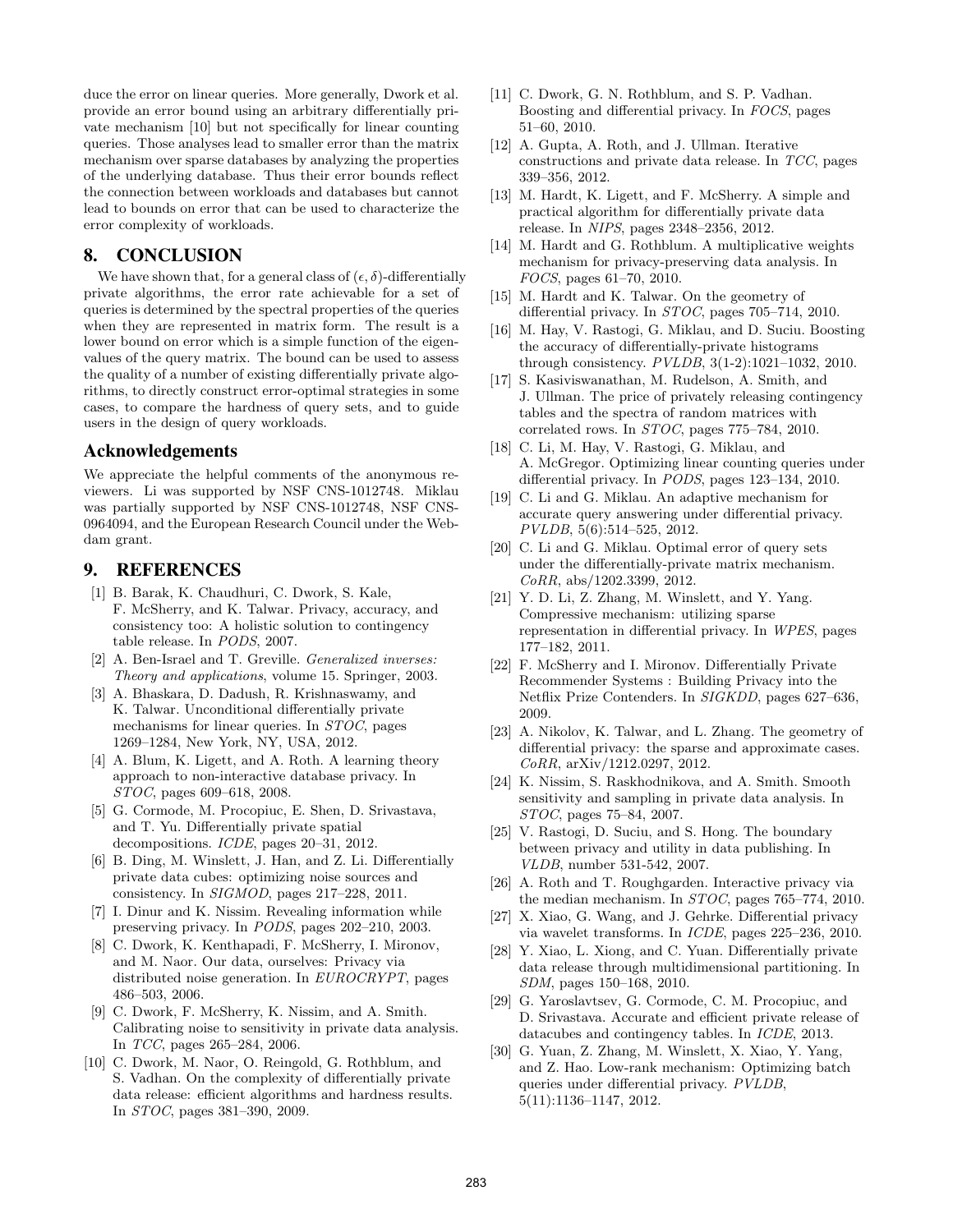duce the error on linear queries. More generally, Dwork et al. provide an error bound using an arbitrary differentially private mechanism [10] but not specifically for linear counting queries. Those analyses lead to smaller error than the matrix mechanism over sparse databases by analyzing the properties of the underlying database. Thus their error bounds reflect the connection between workloads and databases but cannot lead to bounds on error that can be used to characterize the error complexity of workloads.

## 8. CONCLUSION

We have shown that, for a general class of $(\epsilon, \delta)$-differentially private algorithms, the error rate achievable for a set of queries is determined by the spectral properties of the queries when they are represented in matrix form. The result is a lower bound on error which is a simple function of the eigenvalues of the query matrix. The bound can be used to assess the quality of a number of existing differentially private algorithms, to directly construct error-optimal strategies in some cases, to compare the hardness of query sets, and to guide users in the design of query workloads.

## Acknowledgements

We appreciate the helpful comments of the anonymous reviewers. Li was supported by NSF CNS-1012748. Miklau was partially supported by NSF CNS-1012748, NSF CNS-0964094, and the European Research Council under the Webdam grant.

## 9. REFERENCES

[1] B. Barak, K. Chaudhuri, C. Dwork, S. Kale, F. McSherry, and K. Talwar. Privacy, accuracy, and consistency too: A holistic solution to contingency table release. In *PODS*, 2007.

[2] A. Ben-Israel and T. Greville. *Generalized inverses: Theory and applications*, volume 15. Springer, 2003.

[3] A. Bhaskara, D. Dadush, R. Krishnaswamy, and K. Talwar. Unconditional differentially private mechanisms for linear queries. In *STOC*, pages 1269–1284, New York, NY, USA, 2012.

[4] A. Blum, K. Ligett, and A. Roth. A learning theory approach to non-interactive database privacy. In *STOC*, pages 609–618, 2008.

[5] G. Cormode, M. Procopiuc, E. Shen, D. Srivastava, and T. Yu. Differentially private spatial decompositions. *ICDE*, pages 20–31, 2012.

[6] B. Ding, M. Winslett, J. Han, and Z. Li. Differentially private data cubes: optimizing noise sources and consistency. In *SIGMOD*, pages 217–228, 2011.

[7] I. Dinur and K. Nissim. Revealing information while preserving privacy. In *PODS*, pages 202–210, 2003.

[8] C. Dwork, K. Kenthapadi, F. McSherry, I. Mironov, and M. Naor. Our data, ourselves: Privacy via distributed noise generation. In *EUROCRYPT*, pages 486–503, 2006.

[9] C. Dwork, F. McSherry, K. Nissim, and A. Smith. Calibrating noise to sensitivity in private data analysis. In *TCC*, pages 265–284, 2006.

[10] C. Dwork, M. Naor, O. Reingold, G. Rothblum, and S. Vadhan. On the complexity of differentially private data release: efficient algorithms and hardness results. In *STOC*, pages 381–390, 2009.

[11] C. Dwork, G. N. Rothblum, and S. P. Vadhan. Boosting and differential privacy. In *FOCS*, pages 51–60, 2010.

[12] A. Gupta, A. Roth, and J. Ullman. Iterative constructions and private data release. In *TCC*, pages 339–356, 2012.

[13] M. Hardt, K. Ligett, and F. McSherry. A simple and practical algorithm for differentially private data release. In *NIPS*, pages 2348–2356, 2012.

[14] M. Hardt and G. Rothblum. A multiplicative weights mechanism for privacy-preserving data analysis. In *FOCS*, pages 61–70, 2010.

[15] M. Hardt and K. Talwar. On the geometry of differential privacy. In *STOC*, pages 705–714, 2010.

[16] M. Hay, V. Rastogi, G. Miklau, and D. Suciu. Boosting the accuracy of differentially-private histograms through consistency. *PVLDB*, 3(1-2):1021–1032, 2010.

[17] S. Kasiviswanathan, M. Rudelson, A. Smith, and J. Ullman. The price of privately releasing contingency tables and the spectra of random matrices with correlated rows. In *STOC*, pages 775–784, 2010.

[18] C. Li, M. Hay, V. Rastogi, G. Miklau, and A. McGregor. Optimizing linear counting queries under differential privacy. In *PODS*, pages 123–134, 2010.

[19] C. Li and G. Miklau. An adaptive mechanism for accurate query answering under differential privacy. *PVLDB*, 5(6):514–525, 2012.

[20] C. Li and G. Miklau. Optimal error of query sets under the differentially-private matrix mechanism. *CoRR*, abs/1202.3399, 2012.

[21] Y. D. Li, Z. Zhang, M. Winslett, and Y. Yang. Compressive mechanism: utilizing sparse representation in differential privacy. In *WPES*, pages 177–182, 2011.

[22] F. McSherry and I. Mironov. Differentially Private Recommender Systems : Building Privacy into the Netflix Prize Contenders. In *SIGKDD*, pages 627–636, 2009.

[23] A. Nikolov, K. Talwar, and L. Zhang. The geometry of differential privacy: the sparse and approximate cases. *CoRR*, arXiv/1212.0297, 2012.

[24] K. Nissim, S. Raskhodnikova, and A. Smith. Smooth sensitivity and sampling in private data analysis. In *STOC*, pages 75–84, 2007.

[25] V. Rastogi, D. Suciu, and S. Hong. The boundary between privacy and utility in data publishing. In *VLDB*, number 531-542, 2007.

[26] A. Roth and T. Roughgarden. Interactive privacy via the median mechanism. In *STOC*, pages 765–774, 2010.

[27] X. Xiao, G. Wang, and J. Gehrke. Differential privacy via wavelet transforms. In *ICDE*, pages 225–236, 2010.

[28] Y. Xiao, L. Xiong, and C. Yuan. Differentially private data release through multidimensional partitioning. In *SDM*, pages 150–168, 2010.

[29] G. Yaroslavtsev, G. Cormode, C. M. Procopiuc, and D. Srivastava. Accurate and efficient private release of datacubes and contingency tables. In *ICDE*, 2013.

[30] G. Yuan, Z. Zhang, M. Winslett, X. Xiao, Y. Yang, and Z. Hao. Low-rank mechanism: Optimizing batch queries under differential privacy. *PVLDB*, 5(11):1136–1147, 2012.